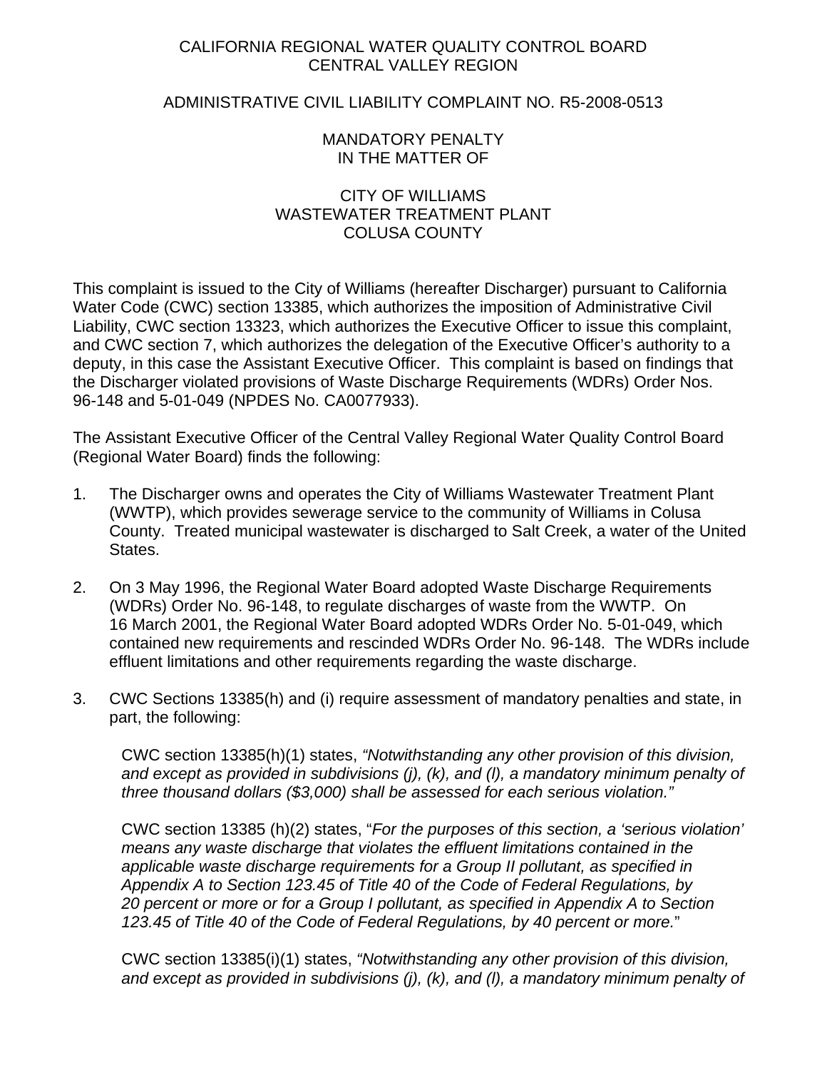CALIFORNIA REGIONAL WATER QUALITY CONTROL BOARD
CENTRAL VALLEY REGION

ADMINISTRATIVE CIVIL LIABILITY COMPLAINT NO. R5-2008-0513

MANDATORY PENALTY
IN THE MATTER OF

CITY OF WILLIAMS
WASTEWATER TREATMENT PLANT
COLUSA COUNTY

This complaint is issued to the City of Williams (hereafter Discharger) pursuant to California Water Code (CWC) section 13385, which authorizes the imposition of Administrative Civil Liability, CWC section 13323, which authorizes the Executive Officer to issue this complaint, and CWC section 7, which authorizes the delegation of the Executive Officer's authority to a deputy, in this case the Assistant Executive Officer. This complaint is based on findings that the Discharger violated provisions of Waste Discharge Requirements (WDRs) Order Nos. 96-148 and 5-01-049 (NPDES No. CA0077933).

The Assistant Executive Officer of the Central Valley Regional Water Quality Control Board (Regional Water Board) finds the following:

1. The Discharger owns and operates the City of Williams Wastewater Treatment Plant (WWTP), which provides sewerage service to the community of Williams in Colusa County. Treated municipal wastewater is discharged to Salt Creek, a water of the United States.

2. On 3 May 1996, the Regional Water Board adopted Waste Discharge Requirements (WDRs) Order No. 96-148, to regulate discharges of waste from the WWTP. On 16 March 2001, the Regional Water Board adopted WDRs Order No. 5-01-049, which contained new requirements and rescinded WDRs Order No. 96-148. The WDRs include effluent limitations and other requirements regarding the waste discharge.

3. CWC Sections 13385(h) and (i) require assessment of mandatory penalties and state, in part, the following:

   CWC section 13385(h)(1) states, *"Notwithstanding any other provision of this division, and except as provided in subdivisions (j), (k), and (l), a mandatory minimum penalty of three thousand dollars ($3,000) shall be assessed for each serious violation."*

   CWC section 13385 (h)(2) states, "*For the purposes of this section, a 'serious violation' means any waste discharge that violates the effluent limitations contained in the applicable waste discharge requirements for a Group II pollutant, as specified in Appendix A to Section 123.45 of Title 40 of the Code of Federal Regulations, by 20 percent or more or for a Group I pollutant, as specified in Appendix A to Section 123.45 of Title 40 of the Code of Federal Regulations, by 40 percent or more.*"

   CWC section 13385(i)(1) states, *"Notwithstanding any other provision of this division, and except as provided in subdivisions (j), (k), and (l), a mandatory minimum penalty of*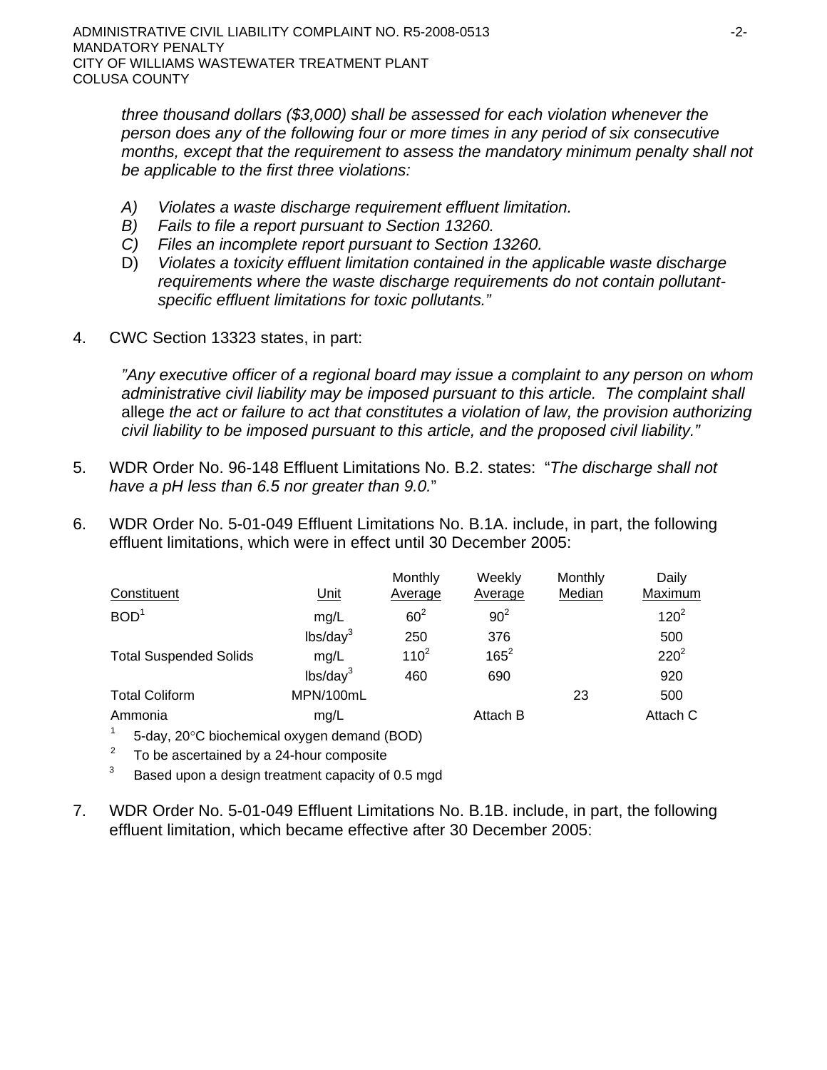*three thousand dollars ($3,000) shall be assessed for each violation whenever the person does any of the following four or more times in any period of six consecutive months, except that the requirement to assess the mandatory minimum penalty shall not be applicable to the first three violations:*

*A) Violates a waste discharge requirement effluent limitation.*
*B) Fails to file a report pursuant to Section 13260.*
*C) Files an incomplete report pursuant to Section 13260.*
D) *Violates a toxicity effluent limitation contained in the applicable waste discharge requirements where the waste discharge requirements do not contain pollutant-specific effluent limitations for toxic pollutants."*

4. CWC Section 13323 states, in part:

   *"Any executive officer of a regional board may issue a complaint to any person on whom administrative civil liability may be imposed pursuant to this article. The complaint shall* allege *the act or failure to act that constitutes a violation of law, the provision authorizing civil liability to be imposed pursuant to this article, and the proposed civil liability."*

5. WDR Order No. 96-148 Effluent Limitations No. B.2. states: "*The discharge shall not have a pH less than 6.5 nor greater than 9.0.*"

6. WDR Order No. 5-01-049 Effluent Limitations No. B.1A. include, in part, the following effluent limitations, which were in effect until 30 December 2005:

| Constituent | Unit | Monthly Average | Weekly Average | Monthly Median | Daily Maximum |
|---|---|---|---|---|---|
| BOD[1] | mg/L | 60[2] | 90[2] | | 120[2] |
| | lbs/day[3] | 250 | 376 | | 500 |
| Total Suspended Solids | mg/L | 110[2] | 165[2] | | 220[2] |
| | lbs/day[3] | 460 | 690 | | 920 |
| Total Coliform | MPN/100mL | | | 23 | 500 |
| Ammonia | mg/L | | Attach B | | Attach C |

[1] 5-day, 20°C biochemical oxygen demand (BOD)
[2] To be ascertained by a 24-hour composite
[3] Based upon a design treatment capacity of 0.5 mgd

7. WDR Order No. 5-01-049 Effluent Limitations No. B.1B. include, in part, the following effluent limitation, which became effective after 30 December 2005: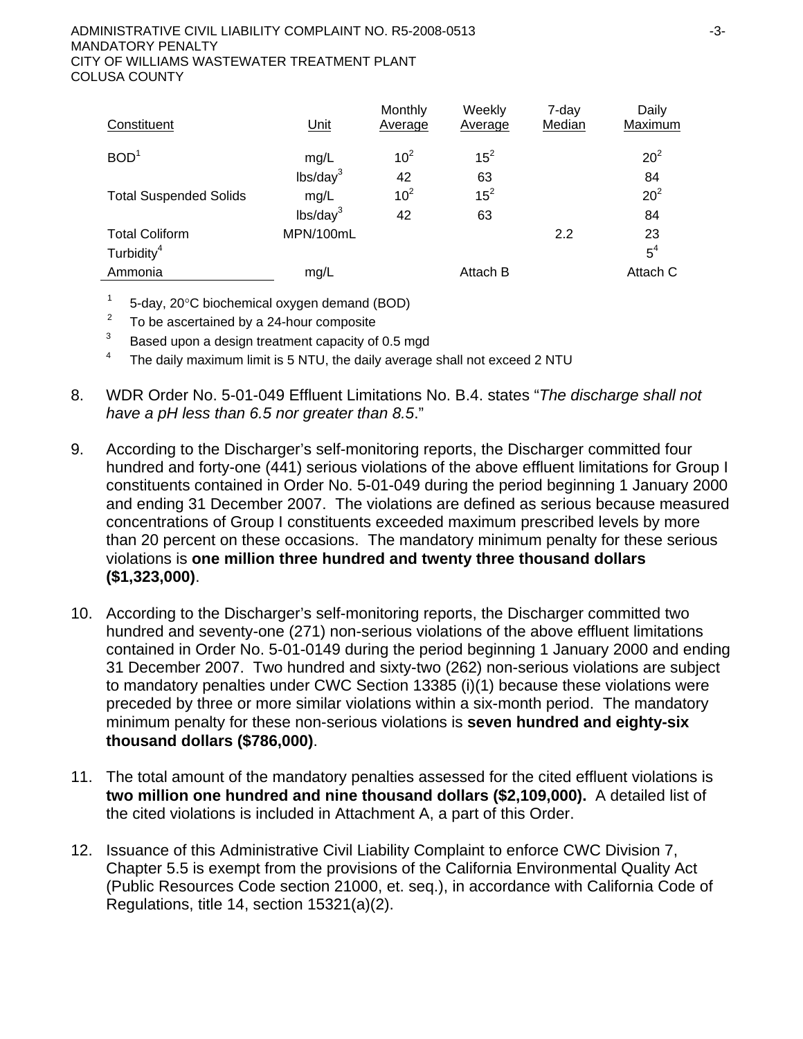| Constituent | Unit | Monthly Average | Weekly Average | 7-day Median | Daily Maximum |
|---|---|---|---|---|---|
| BOD[1] | mg/L | 10[2] | 15[2] | | 20[2] |
| | lbs/day[3] | 42 | 63 | | 84 |
| Total Suspended Solids | mg/L | 10[2] | 15[2] | | 20[2] |
| | lbs/day[3] | 42 | 63 | | 84 |
| Total Coliform | MPN/100mL | | | 2.2 | 23 |
| Turbidity[4] | | | | | 5[4] |
| Ammonia | mg/L | | Attach B | | Attach C |

[1] 5-day, 20°C biochemical oxygen demand (BOD)

[2] To be ascertained by a 24-hour composite

[3] Based upon a design treatment capacity of 0.5 mgd

[4] The daily maximum limit is 5 NTU, the daily average shall not exceed 2 NTU

8. WDR Order No. 5-01-049 Effluent Limitations No. B.4. states "*The discharge shall not have a pH less than 6.5 nor greater than 8.5*."

9. According to the Discharger's self-monitoring reports, the Discharger committed four hundred and forty-one (441) serious violations of the above effluent limitations for Group I constituents contained in Order No. 5-01-049 during the period beginning 1 January 2000 and ending 31 December 2007. The violations are defined as serious because measured concentrations of Group I constituents exceeded maximum prescribed levels by more than 20 percent on these occasions. The mandatory minimum penalty for these serious violations is **one million three hundred and twenty three thousand dollars ($1,323,000)**.

10. According to the Discharger's self-monitoring reports, the Discharger committed two hundred and seventy-one (271) non-serious violations of the above effluent limitations contained in Order No. 5-01-0149 during the period beginning 1 January 2000 and ending 31 December 2007. Two hundred and sixty-two (262) non-serious violations are subject to mandatory penalties under CWC Section 13385 (i)(1) because these violations were preceded by three or more similar violations within a six-month period. The mandatory minimum penalty for these non-serious violations is **seven hundred and eighty-six thousand dollars ($786,000)**.

11. The total amount of the mandatory penalties assessed for the cited effluent violations is **two million one hundred and nine thousand dollars ($2,109,000).** A detailed list of the cited violations is included in Attachment A, a part of this Order.

12. Issuance of this Administrative Civil Liability Complaint to enforce CWC Division 7, Chapter 5.5 is exempt from the provisions of the California Environmental Quality Act (Public Resources Code section 21000, et. seq.), in accordance with California Code of Regulations, title 14, section 15321(a)(2).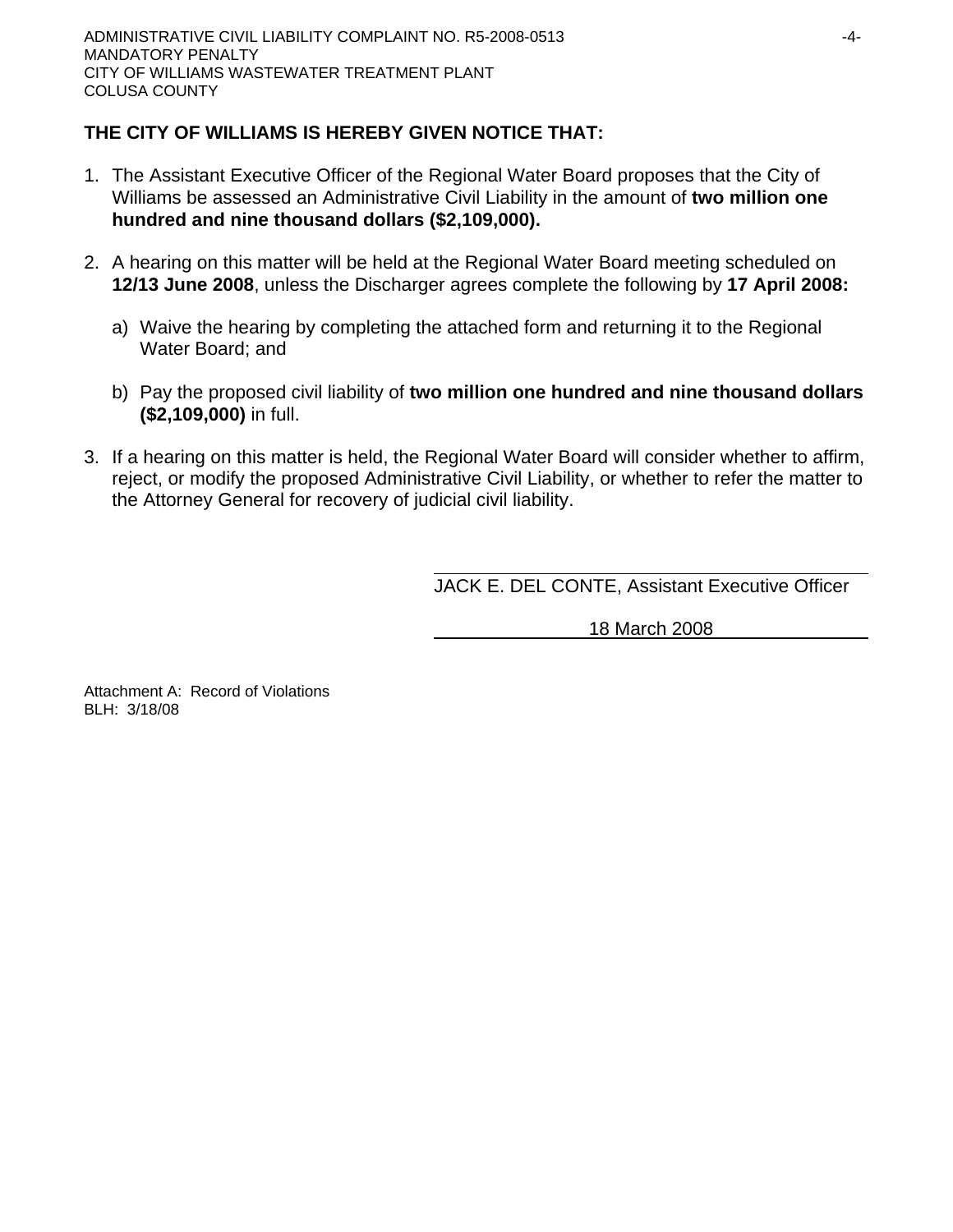**THE CITY OF WILLIAMS IS HEREBY GIVEN NOTICE THAT:**

1. The Assistant Executive Officer of the Regional Water Board proposes that the City of Williams be assessed an Administrative Civil Liability in the amount of **two million one hundred and nine thousand dollars ($2,109,000).**

2. A hearing on this matter will be held at the Regional Water Board meeting scheduled on **12/13 June 2008**, unless the Discharger agrees complete the following by **17 April 2008:**

   a) Waive the hearing by completing the attached form and returning it to the Regional Water Board; and

   b) Pay the proposed civil liability of **two million one hundred and nine thousand dollars ($2,109,000)** in full.

3. If a hearing on this matter is held, the Regional Water Board will consider whether to affirm, reject, or modify the proposed Administrative Civil Liability, or whether to refer the matter to the Attorney General for recovery of judicial civil liability.

JACK E. DEL CONTE, Assistant Executive Officer

18 March 2008

Attachment A: Record of Violations
BLH: 3/18/08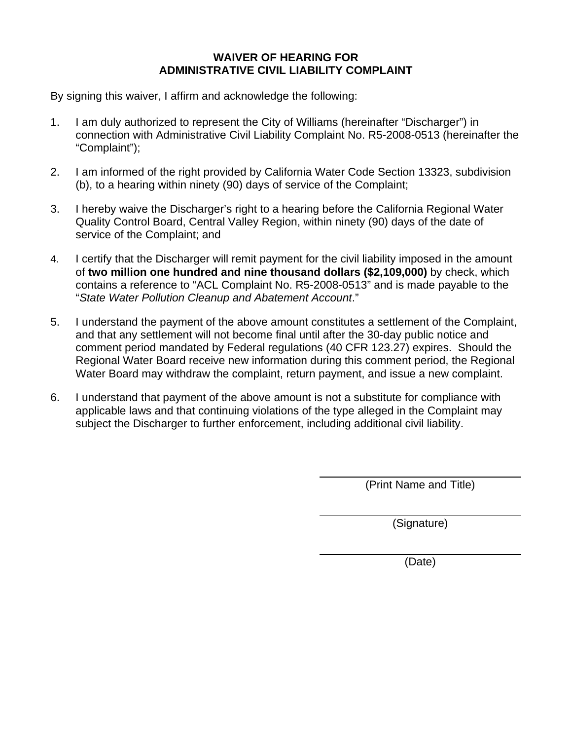# WAIVER OF HEARING FOR ADMINISTRATIVE CIVIL LIABILITY COMPLAINT

By signing this waiver, I affirm and acknowledge the following:

1. I am duly authorized to represent the City of Williams (hereinafter "Discharger") in connection with Administrative Civil Liability Complaint No. R5-2008-0513 (hereinafter the "Complaint");

2. I am informed of the right provided by California Water Code Section 13323, subdivision (b), to a hearing within ninety (90) days of service of the Complaint;

3. I hereby waive the Discharger's right to a hearing before the California Regional Water Quality Control Board, Central Valley Region, within ninety (90) days of the date of service of the Complaint; and

4. I certify that the Discharger will remit payment for the civil liability imposed in the amount of **two million one hundred and nine thousand dollars ($2,109,000)** by check, which contains a reference to "ACL Complaint No. R5-2008-0513" and is made payable to the "*State Water Pollution Cleanup and Abatement Account*."

5. I understand the payment of the above amount constitutes a settlement of the Complaint, and that any settlement will not become final until after the 30-day public notice and comment period mandated by Federal regulations (40 CFR 123.27) expires. Should the Regional Water Board receive new information during this comment period, the Regional Water Board may withdraw the complaint, return payment, and issue a new complaint.

6. I understand that payment of the above amount is not a substitute for compliance with applicable laws and that continuing violations of the type alleged in the Complaint may subject the Discharger to further enforcement, including additional civil liability.

______________________________
(Print Name and Title)

______________________________
(Signature)

______________________________
(Date)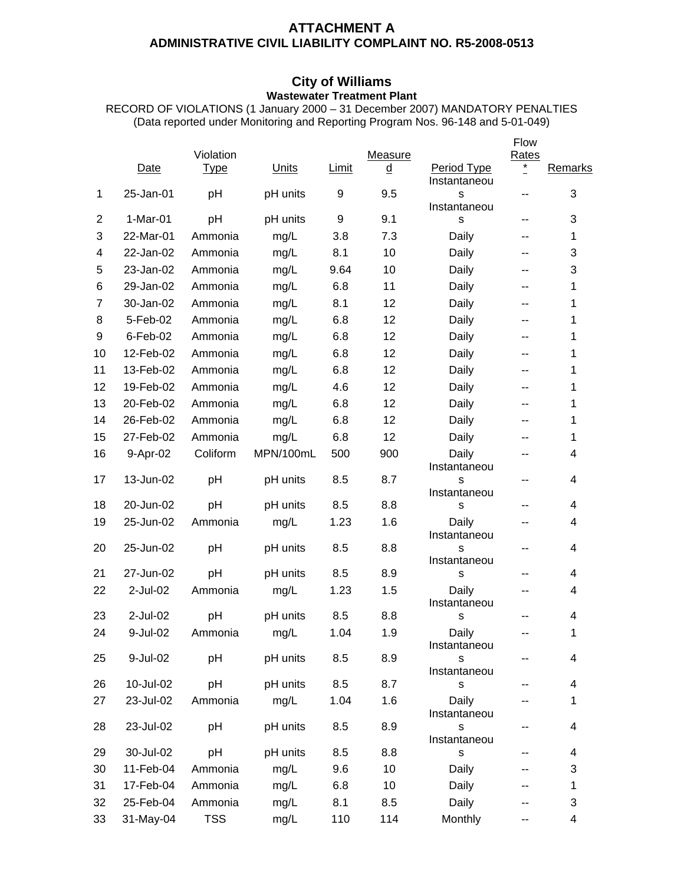**ATTACHMENT A**
**ADMINISTRATIVE CIVIL LIABILITY COMPLAINT NO. R5-2008-0513**

## City of Williams

**Wastewater Treatment Plant**

RECORD OF VIOLATIONS (1 January 2000 – 31 December 2007) MANDATORY PENALTIES
(Data reported under Monitoring and Reporting Program Nos. 96-148 and 5-01-049)

| | Date | Violation Type | Units | Limit | Measured | Period Type | Flow Rates * | Remarks |
|---|---|---|---|---|---|---|---|---|
| 1 | 25-Jan-01 | pH | pH units | 9 | 9.5 | Instantaneous | -- | 3 |
| 2 | 1-Mar-01 | pH | pH units | 9 | 9.1 | Instantaneous | -- | 3 |
| 3 | 22-Mar-01 | Ammonia | mg/L | 3.8 | 7.3 | Daily | -- | 1 |
| 4 | 22-Jan-02 | Ammonia | mg/L | 8.1 | 10 | Daily | -- | 3 |
| 5 | 23-Jan-02 | Ammonia | mg/L | 9.64 | 10 | Daily | -- | 3 |
| 6 | 29-Jan-02 | Ammonia | mg/L | 6.8 | 11 | Daily | -- | 1 |
| 7 | 30-Jan-02 | Ammonia | mg/L | 8.1 | 12 | Daily | -- | 1 |
| 8 | 5-Feb-02 | Ammonia | mg/L | 6.8 | 12 | Daily | -- | 1 |
| 9 | 6-Feb-02 | Ammonia | mg/L | 6.8 | 12 | Daily | -- | 1 |
| 10 | 12-Feb-02 | Ammonia | mg/L | 6.8 | 12 | Daily | -- | 1 |
| 11 | 13-Feb-02 | Ammonia | mg/L | 6.8 | 12 | Daily | -- | 1 |
| 12 | 19-Feb-02 | Ammonia | mg/L | 4.6 | 12 | Daily | -- | 1 |
| 13 | 20-Feb-02 | Ammonia | mg/L | 6.8 | 12 | Daily | -- | 1 |
| 14 | 26-Feb-02 | Ammonia | mg/L | 6.8 | 12 | Daily | -- | 1 |
| 15 | 27-Feb-02 | Ammonia | mg/L | 6.8 | 12 | Daily | -- | 1 |
| 16 | 9-Apr-02 | Coliform | MPN/100mL | 500 | 900 | Daily | -- | 4 |
| 17 | 13-Jun-02 | pH | pH units | 8.5 | 8.7 | Instantaneous | -- | 4 |
| 18 | 20-Jun-02 | pH | pH units | 8.5 | 8.8 | Instantaneous | -- | 4 |
| 19 | 25-Jun-02 | Ammonia | mg/L | 1.23 | 1.6 | Daily | -- | 4 |
| 20 | 25-Jun-02 | pH | pH units | 8.5 | 8.8 | Instantaneous | -- | 4 |
| 21 | 27-Jun-02 | pH | pH units | 8.5 | 8.9 | Instantaneous | -- | 4 |
| 22 | 2-Jul-02 | Ammonia | mg/L | 1.23 | 1.5 | Daily | -- | 4 |
| 23 | 2-Jul-02 | pH | pH units | 8.5 | 8.8 | Instantaneous | -- | 4 |
| 24 | 9-Jul-02 | Ammonia | mg/L | 1.04 | 1.9 | Daily | -- | 1 |
| 25 | 9-Jul-02 | pH | pH units | 8.5 | 8.9 | Instantaneous | -- | 4 |
| 26 | 10-Jul-02 | pH | pH units | 8.5 | 8.7 | Instantaneous | -- | 4 |
| 27 | 23-Jul-02 | Ammonia | mg/L | 1.04 | 1.6 | Daily | -- | 1 |
| 28 | 23-Jul-02 | pH | pH units | 8.5 | 8.9 | Instantaneous | -- | 4 |
| 29 | 30-Jul-02 | pH | pH units | 8.5 | 8.8 | Instantaneous | -- | 4 |
| 30 | 11-Feb-04 | Ammonia | mg/L | 9.6 | 10 | Daily | -- | 3 |
| 31 | 17-Feb-04 | Ammonia | mg/L | 6.8 | 10 | Daily | -- | 1 |
| 32 | 25-Feb-04 | Ammonia | mg/L | 8.1 | 8.5 | Daily | -- | 3 |
| 33 | 31-May-04 | TSS | mg/L | 110 | 114 | Monthly | -- | 4 |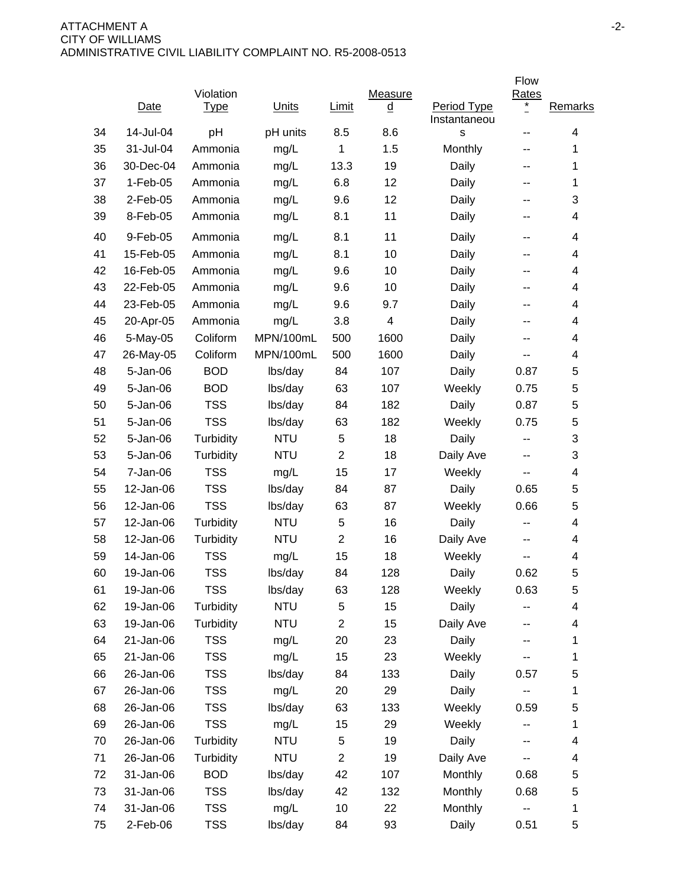ATTACHMENT A
CITY OF WILLIAMS
ADMINISTRATIVE CIVIL LIABILITY COMPLAINT NO. R5-2008-0513

| | Date | Violation Type | Units | Limit | Measured | Period Type | Flow Rates * | Remarks |
|---|---|---|---|---|---|---|---|---|
| 34 | 14-Jul-04 | pH | pH units | 8.5 | 8.6 | Instantaneous | -- | 4 |
| 35 | 31-Jul-04 | Ammonia | mg/L | 1 | 1.5 | Monthly | -- | 1 |
| 36 | 30-Dec-04 | Ammonia | mg/L | 13.3 | 19 | Daily | -- | 1 |
| 37 | 1-Feb-05 | Ammonia | mg/L | 6.8 | 12 | Daily | -- | 1 |
| 38 | 2-Feb-05 | Ammonia | mg/L | 9.6 | 12 | Daily | -- | 3 |
| 39 | 8-Feb-05 | Ammonia | mg/L | 8.1 | 11 | Daily | -- | 4 |
| 40 | 9-Feb-05 | Ammonia | mg/L | 8.1 | 11 | Daily | -- | 4 |
| 41 | 15-Feb-05 | Ammonia | mg/L | 8.1 | 10 | Daily | -- | 4 |
| 42 | 16-Feb-05 | Ammonia | mg/L | 9.6 | 10 | Daily | -- | 4 |
| 43 | 22-Feb-05 | Ammonia | mg/L | 9.6 | 10 | Daily | -- | 4 |
| 44 | 23-Feb-05 | Ammonia | mg/L | 9.6 | 9.7 | Daily | -- | 4 |
| 45 | 20-Apr-05 | Ammonia | mg/L | 3.8 | 4 | Daily | -- | 4 |
| 46 | 5-May-05 | Coliform | MPN/100mL | 500 | 1600 | Daily | -- | 4 |
| 47 | 26-May-05 | Coliform | MPN/100mL | 500 | 1600 | Daily | -- | 4 |
| 48 | 5-Jan-06 | BOD | lbs/day | 84 | 107 | Daily | 0.87 | 5 |
| 49 | 5-Jan-06 | BOD | lbs/day | 63 | 107 | Weekly | 0.75 | 5 |
| 50 | 5-Jan-06 | TSS | lbs/day | 84 | 182 | Daily | 0.87 | 5 |
| 51 | 5-Jan-06 | TSS | lbs/day | 63 | 182 | Weekly | 0.75 | 5 |
| 52 | 5-Jan-06 | Turbidity | NTU | 5 | 18 | Daily | -- | 3 |
| 53 | 5-Jan-06 | Turbidity | NTU | 2 | 18 | Daily Ave | -- | 3 |
| 54 | 7-Jan-06 | TSS | mg/L | 15 | 17 | Weekly | -- | 4 |
| 55 | 12-Jan-06 | TSS | lbs/day | 84 | 87 | Daily | 0.65 | 5 |
| 56 | 12-Jan-06 | TSS | lbs/day | 63 | 87 | Weekly | 0.66 | 5 |
| 57 | 12-Jan-06 | Turbidity | NTU | 5 | 16 | Daily | -- | 4 |
| 58 | 12-Jan-06 | Turbidity | NTU | 2 | 16 | Daily Ave | -- | 4 |
| 59 | 14-Jan-06 | TSS | mg/L | 15 | 18 | Weekly | -- | 4 |
| 60 | 19-Jan-06 | TSS | lbs/day | 84 | 128 | Daily | 0.62 | 5 |
| 61 | 19-Jan-06 | TSS | lbs/day | 63 | 128 | Weekly | 0.63 | 5 |
| 62 | 19-Jan-06 | Turbidity | NTU | 5 | 15 | Daily | -- | 4 |
| 63 | 19-Jan-06 | Turbidity | NTU | 2 | 15 | Daily Ave | -- | 4 |
| 64 | 21-Jan-06 | TSS | mg/L | 20 | 23 | Daily | -- | 1 |
| 65 | 21-Jan-06 | TSS | mg/L | 15 | 23 | Weekly | -- | 1 |
| 66 | 26-Jan-06 | TSS | lbs/day | 84 | 133 | Daily | 0.57 | 5 |
| 67 | 26-Jan-06 | TSS | mg/L | 20 | 29 | Daily | -- | 1 |
| 68 | 26-Jan-06 | TSS | lbs/day | 63 | 133 | Weekly | 0.59 | 5 |
| 69 | 26-Jan-06 | TSS | mg/L | 15 | 29 | Weekly | -- | 1 |
| 70 | 26-Jan-06 | Turbidity | NTU | 5 | 19 | Daily | -- | 4 |
| 71 | 26-Jan-06 | Turbidity | NTU | 2 | 19 | Daily Ave | -- | 4 |
| 72 | 31-Jan-06 | BOD | lbs/day | 42 | 107 | Monthly | 0.68 | 5 |
| 73 | 31-Jan-06 | TSS | lbs/day | 42 | 132 | Monthly | 0.68 | 5 |
| 74 | 31-Jan-06 | TSS | mg/L | 10 | 22 | Monthly | -- | 1 |
| 75 | 2-Feb-06 | TSS | lbs/day | 84 | 93 | Daily | 0.51 | 5 |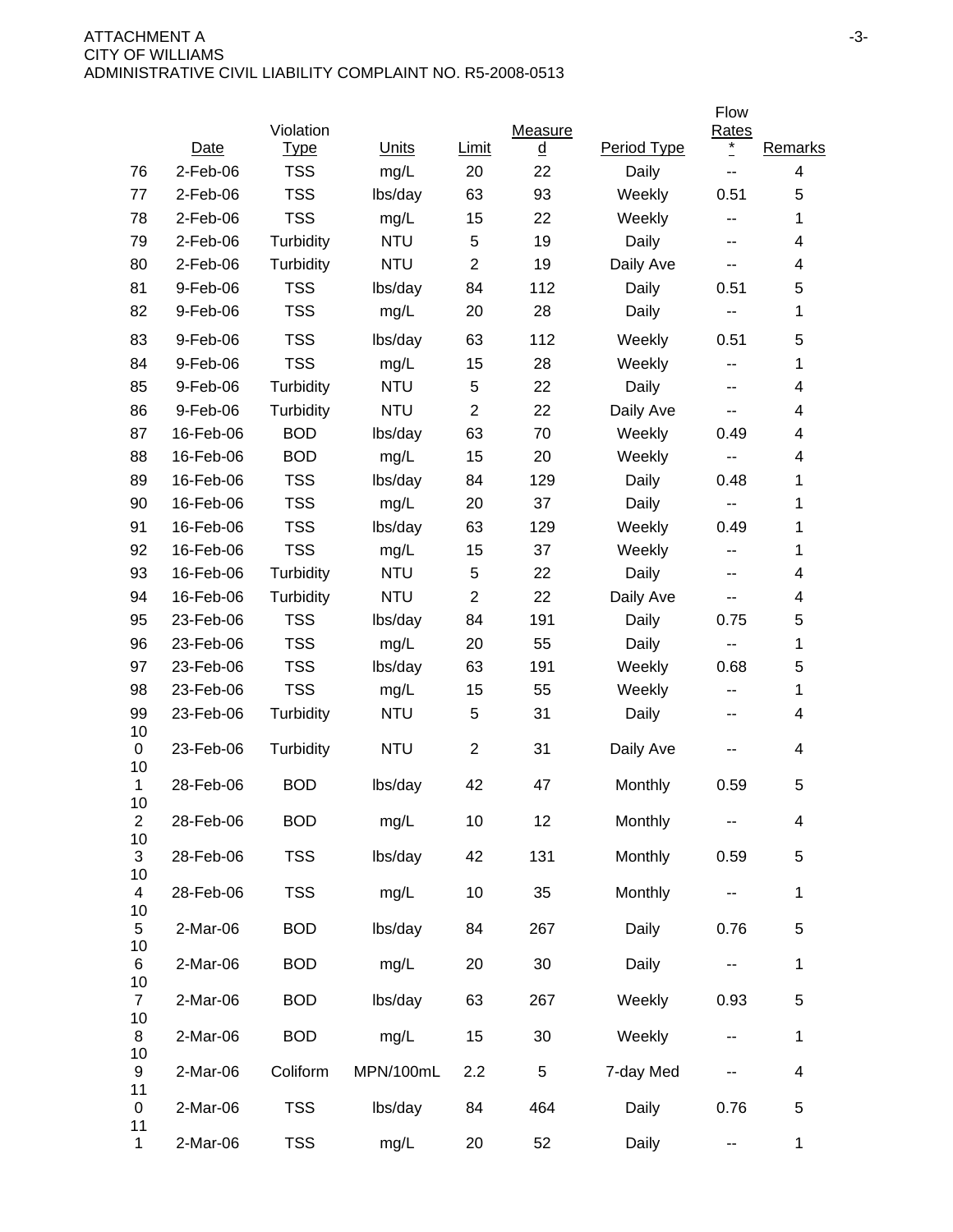| | Date | Violation Type | Units | Limit | Measured | Period Type | Flow Rates * | Remarks |
|---|---|---|---|---|---|---|---|---|
| 76 | 2-Feb-06 | TSS | mg/L | 20 | 22 | Daily | -- | 4 |
| 77 | 2-Feb-06 | TSS | lbs/day | 63 | 93 | Weekly | 0.51 | 5 |
| 78 | 2-Feb-06 | TSS | mg/L | 15 | 22 | Weekly | -- | 1 |
| 79 | 2-Feb-06 | Turbidity | NTU | 5 | 19 | Daily | -- | 4 |
| 80 | 2-Feb-06 | Turbidity | NTU | 2 | 19 | Daily Ave | -- | 4 |
| 81 | 9-Feb-06 | TSS | lbs/day | 84 | 112 | Daily | 0.51 | 5 |
| 82 | 9-Feb-06 | TSS | mg/L | 20 | 28 | Daily | -- | 1 |
| 83 | 9-Feb-06 | TSS | lbs/day | 63 | 112 | Weekly | 0.51 | 5 |
| 84 | 9-Feb-06 | TSS | mg/L | 15 | 28 | Weekly | -- | 1 |
| 85 | 9-Feb-06 | Turbidity | NTU | 5 | 22 | Daily | -- | 4 |
| 86 | 9-Feb-06 | Turbidity | NTU | 2 | 22 | Daily Ave | -- | 4 |
| 87 | 16-Feb-06 | BOD | lbs/day | 63 | 70 | Weekly | 0.49 | 4 |
| 88 | 16-Feb-06 | BOD | mg/L | 15 | 20 | Weekly | -- | 4 |
| 89 | 16-Feb-06 | TSS | lbs/day | 84 | 129 | Daily | 0.48 | 1 |
| 90 | 16-Feb-06 | TSS | mg/L | 20 | 37 | Daily | -- | 1 |
| 91 | 16-Feb-06 | TSS | lbs/day | 63 | 129 | Weekly | 0.49 | 1 |
| 92 | 16-Feb-06 | TSS | mg/L | 15 | 37 | Weekly | -- | 1 |
| 93 | 16-Feb-06 | Turbidity | NTU | 5 | 22 | Daily | -- | 4 |
| 94 | 16-Feb-06 | Turbidity | NTU | 2 | 22 | Daily Ave | -- | 4 |
| 95 | 23-Feb-06 | TSS | lbs/day | 84 | 191 | Daily | 0.75 | 5 |
| 96 | 23-Feb-06 | TSS | mg/L | 20 | 55 | Daily | -- | 1 |
| 97 | 23-Feb-06 | TSS | lbs/day | 63 | 191 | Weekly | 0.68 | 5 |
| 98 | 23-Feb-06 | TSS | mg/L | 15 | 55 | Weekly | -- | 1 |
| 99 | 23-Feb-06 | Turbidity | NTU | 5 | 31 | Daily | -- | 4 |
| 100 | 23-Feb-06 | Turbidity | NTU | 2 | 31 | Daily Ave | -- | 4 |
| 101 | 28-Feb-06 | BOD | lbs/day | 42 | 47 | Monthly | 0.59 | 5 |
| 102 | 28-Feb-06 | BOD | mg/L | 10 | 12 | Monthly | -- | 4 |
| 103 | 28-Feb-06 | TSS | lbs/day | 42 | 131 | Monthly | 0.59 | 5 |
| 104 | 28-Feb-06 | TSS | mg/L | 10 | 35 | Monthly | -- | 1 |
| 105 | 2-Mar-06 | BOD | lbs/day | 84 | 267 | Daily | 0.76 | 5 |
| 106 | 2-Mar-06 | BOD | mg/L | 20 | 30 | Daily | -- | 1 |
| 107 | 2-Mar-06 | BOD | lbs/day | 63 | 267 | Weekly | 0.93 | 5 |
| 108 | 2-Mar-06 | BOD | mg/L | 15 | 30 | Weekly | -- | 1 |
| 109 | 2-Mar-06 | Coliform | MPN/100mL | 2.2 | 5 | 7-day Med | -- | 4 |
| 110 | 2-Mar-06 | TSS | lbs/day | 84 | 464 | Daily | 0.76 | 5 |
| 111 | 2-Mar-06 | TSS | mg/L | 20 | 52 | Daily | -- | 1 |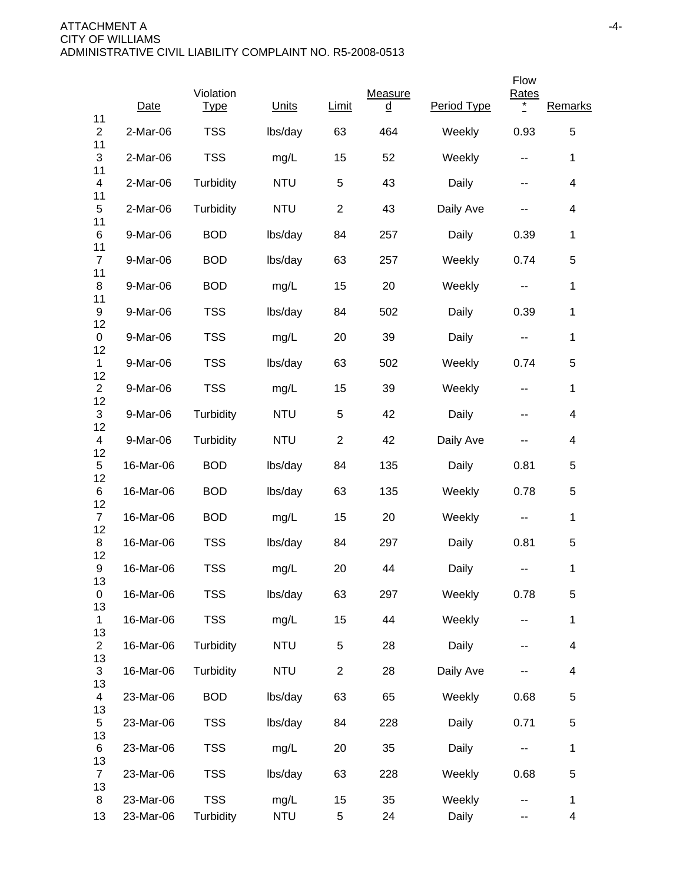ATTACHMENT A
CITY OF WILLIAMS
ADMINISTRATIVE CIVIL LIABILITY COMPLAINT NO. R5-2008-0513

| | Date | Violation Type | Units | Limit | Measured | Period Type | Flow Rates * | Remarks |
|---|---|---|---|---|---|---|---|---|
| 112 | 2-Mar-06 | TSS | lbs/day | 63 | 464 | Weekly | 0.93 | 5 |
| 113 | 2-Mar-06 | TSS | mg/L | 15 | 52 | Weekly | -- | 1 |
| 114 | 2-Mar-06 | Turbidity | NTU | 5 | 43 | Daily | -- | 4 |
| 115 | 2-Mar-06 | Turbidity | NTU | 2 | 43 | Daily Ave | -- | 4 |
| 116 | 9-Mar-06 | BOD | lbs/day | 84 | 257 | Daily | 0.39 | 1 |
| 117 | 9-Mar-06 | BOD | lbs/day | 63 | 257 | Weekly | 0.74 | 5 |
| 118 | 9-Mar-06 | BOD | mg/L | 15 | 20 | Weekly | -- | 1 |
| 119 | 9-Mar-06 | TSS | lbs/day | 84 | 502 | Daily | 0.39 | 1 |
| 120 | 9-Mar-06 | TSS | mg/L | 20 | 39 | Daily | -- | 1 |
| 121 | 9-Mar-06 | TSS | lbs/day | 63 | 502 | Weekly | 0.74 | 5 |
| 122 | 9-Mar-06 | TSS | mg/L | 15 | 39 | Weekly | -- | 1 |
| 123 | 9-Mar-06 | Turbidity | NTU | 5 | 42 | Daily | -- | 4 |
| 124 | 9-Mar-06 | Turbidity | NTU | 2 | 42 | Daily Ave | -- | 4 |
| 125 | 16-Mar-06 | BOD | lbs/day | 84 | 135 | Daily | 0.81 | 5 |
| 126 | 16-Mar-06 | BOD | lbs/day | 63 | 135 | Weekly | 0.78 | 5 |
| 127 | 16-Mar-06 | BOD | mg/L | 15 | 20 | Weekly | -- | 1 |
| 128 | 16-Mar-06 | TSS | lbs/day | 84 | 297 | Daily | 0.81 | 5 |
| 129 | 16-Mar-06 | TSS | mg/L | 20 | 44 | Daily | -- | 1 |
| 130 | 16-Mar-06 | TSS | lbs/day | 63 | 297 | Weekly | 0.78 | 5 |
| 131 | 16-Mar-06 | TSS | mg/L | 15 | 44 | Weekly | -- | 1 |
| 132 | 16-Mar-06 | Turbidity | NTU | 5 | 28 | Daily | -- | 4 |
| 133 | 16-Mar-06 | Turbidity | NTU | 2 | 28 | Daily Ave | -- | 4 |
| 134 | 23-Mar-06 | BOD | lbs/day | 63 | 65 | Weekly | 0.68 | 5 |
| 135 | 23-Mar-06 | TSS | lbs/day | 84 | 228 | Daily | 0.71 | 5 |
| 136 | 23-Mar-06 | TSS | mg/L | 20 | 35 | Daily | -- | 1 |
| 137 | 23-Mar-06 | TSS | lbs/day | 63 | 228 | Weekly | 0.68 | 5 |
| 138 | 23-Mar-06 | TSS | mg/L | 15 | 35 | Weekly | -- | 1 |
| 13 | 23-Mar-06 | Turbidity | NTU | 5 | 24 | Daily | -- | 4 |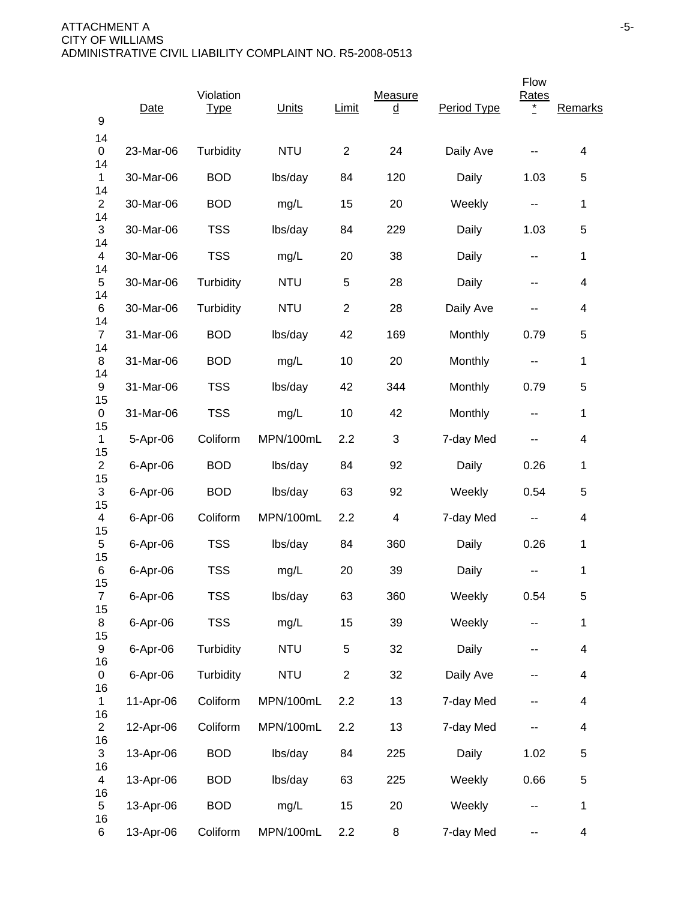| | Date | Violation Type | Units | Limit | Measured | Period Type | Flow Rates * | Remarks |
|---|---|---|---|---|---|---|---|---|
| 140 | 23-Mar-06 | Turbidity | NTU | 2 | 24 | Daily Ave | -- | 4 |
| 141 | 30-Mar-06 | BOD | lbs/day | 84 | 120 | Daily | 1.03 | 5 |
| 142 | 30-Mar-06 | BOD | mg/L | 15 | 20 | Weekly | -- | 1 |
| 143 | 30-Mar-06 | TSS | lbs/day | 84 | 229 | Daily | 1.03 | 5 |
| 144 | 30-Mar-06 | TSS | mg/L | 20 | 38 | Daily | -- | 1 |
| 145 | 30-Mar-06 | Turbidity | NTU | 5 | 28 | Daily | -- | 4 |
| 146 | 30-Mar-06 | Turbidity | NTU | 2 | 28 | Daily Ave | -- | 4 |
| 147 | 31-Mar-06 | BOD | lbs/day | 42 | 169 | Monthly | 0.79 | 5 |
| 148 | 31-Mar-06 | BOD | mg/L | 10 | 20 | Monthly | -- | 1 |
| 149 | 31-Mar-06 | TSS | lbs/day | 42 | 344 | Monthly | 0.79 | 5 |
| 150 | 31-Mar-06 | TSS | mg/L | 10 | 42 | Monthly | -- | 1 |
| 151 | 5-Apr-06 | Coliform | MPN/100mL | 2.2 | 3 | 7-day Med | -- | 4 |
| 152 | 6-Apr-06 | BOD | lbs/day | 84 | 92 | Daily | 0.26 | 1 |
| 153 | 6-Apr-06 | BOD | lbs/day | 63 | 92 | Weekly | 0.54 | 5 |
| 154 | 6-Apr-06 | Coliform | MPN/100mL | 2.2 | 4 | 7-day Med | -- | 4 |
| 155 | 6-Apr-06 | TSS | lbs/day | 84 | 360 | Daily | 0.26 | 1 |
| 156 | 6-Apr-06 | TSS | mg/L | 20 | 39 | Daily | -- | 1 |
| 157 | 6-Apr-06 | TSS | lbs/day | 63 | 360 | Weekly | 0.54 | 5 |
| 158 | 6-Apr-06 | TSS | mg/L | 15 | 39 | Weekly | -- | 1 |
| 159 | 6-Apr-06 | Turbidity | NTU | 5 | 32 | Daily | -- | 4 |
| 160 | 6-Apr-06 | Turbidity | NTU | 2 | 32 | Daily Ave | -- | 4 |
| 161 | 11-Apr-06 | Coliform | MPN/100mL | 2.2 | 13 | 7-day Med | -- | 4 |
| 162 | 12-Apr-06 | Coliform | MPN/100mL | 2.2 | 13 | 7-day Med | -- | 4 |
| 163 | 13-Apr-06 | BOD | lbs/day | 84 | 225 | Daily | 1.02 | 5 |
| 164 | 13-Apr-06 | BOD | lbs/day | 63 | 225 | Weekly | 0.66 | 5 |
| 165 | 13-Apr-06 | BOD | mg/L | 15 | 20 | Weekly | -- | 1 |
| 166 | 13-Apr-06 | Coliform | MPN/100mL | 2.2 | 8 | 7-day Med | -- | 4 |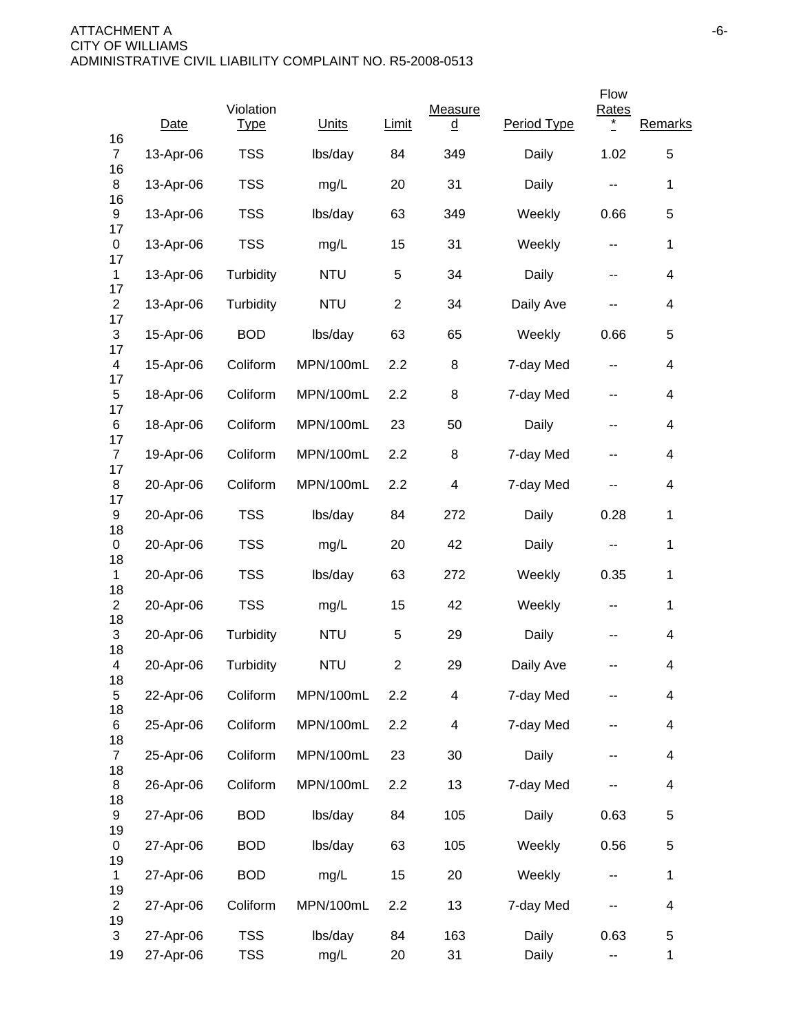| | Date | Violation Type | Units | Limit | Measured | Period Type | Flow Rates * | Remarks |
|---|---|---|---|---|---|---|---|---|
| 167 | 13-Apr-06 | TSS | lbs/day | 84 | 349 | Daily | 1.02 | 5 |
| 168 | 13-Apr-06 | TSS | mg/L | 20 | 31 | Daily | -- | 1 |
| 169 | 13-Apr-06 | TSS | lbs/day | 63 | 349 | Weekly | 0.66 | 5 |
| 170 | 13-Apr-06 | TSS | mg/L | 15 | 31 | Weekly | -- | 1 |
| 171 | 13-Apr-06 | Turbidity | NTU | 5 | 34 | Daily | -- | 4 |
| 172 | 13-Apr-06 | Turbidity | NTU | 2 | 34 | Daily Ave | -- | 4 |
| 173 | 15-Apr-06 | BOD | lbs/day | 63 | 65 | Weekly | 0.66 | 5 |
| 174 | 15-Apr-06 | Coliform | MPN/100mL | 2.2 | 8 | 7-day Med | -- | 4 |
| 175 | 18-Apr-06 | Coliform | MPN/100mL | 2.2 | 8 | 7-day Med | -- | 4 |
| 176 | 18-Apr-06 | Coliform | MPN/100mL | 23 | 50 | Daily | -- | 4 |
| 177 | 19-Apr-06 | Coliform | MPN/100mL | 2.2 | 8 | 7-day Med | -- | 4 |
| 178 | 20-Apr-06 | Coliform | MPN/100mL | 2.2 | 4 | 7-day Med | -- | 4 |
| 179 | 20-Apr-06 | TSS | lbs/day | 84 | 272 | Daily | 0.28 | 1 |
| 180 | 20-Apr-06 | TSS | mg/L | 20 | 42 | Daily | -- | 1 |
| 181 | 20-Apr-06 | TSS | lbs/day | 63 | 272 | Weekly | 0.35 | 1 |
| 182 | 20-Apr-06 | TSS | mg/L | 15 | 42 | Weekly | -- | 1 |
| 183 | 20-Apr-06 | Turbidity | NTU | 5 | 29 | Daily | -- | 4 |
| 184 | 20-Apr-06 | Turbidity | NTU | 2 | 29 | Daily Ave | -- | 4 |
| 185 | 22-Apr-06 | Coliform | MPN/100mL | 2.2 | 4 | 7-day Med | -- | 4 |
| 186 | 25-Apr-06 | Coliform | MPN/100mL | 2.2 | 4 | 7-day Med | -- | 4 |
| 187 | 25-Apr-06 | Coliform | MPN/100mL | 23 | 30 | Daily | -- | 4 |
| 188 | 26-Apr-06 | Coliform | MPN/100mL | 2.2 | 13 | 7-day Med | -- | 4 |
| 189 | 27-Apr-06 | BOD | lbs/day | 84 | 105 | Daily | 0.63 | 5 |
| 190 | 27-Apr-06 | BOD | lbs/day | 63 | 105 | Weekly | 0.56 | 5 |
| 191 | 27-Apr-06 | BOD | mg/L | 15 | 20 | Weekly | -- | 1 |
| 192 | 27-Apr-06 | Coliform | MPN/100mL | 2.2 | 13 | 7-day Med | -- | 4 |
| 193 | 27-Apr-06 | TSS | lbs/day | 84 | 163 | Daily | 0.63 | 5 |
| 19 | 27-Apr-06 | TSS | mg/L | 20 | 31 | Daily | -- | 1 |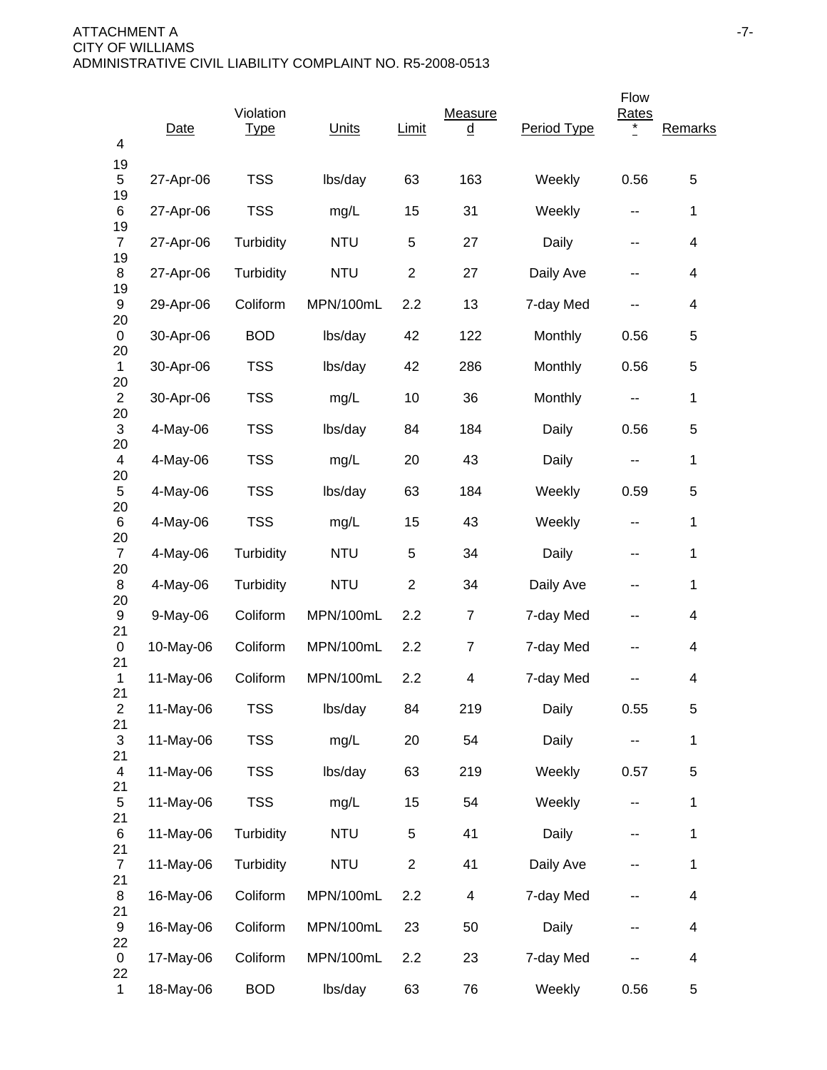| | Date | Violation Type | Units | Limit | Measured | Period Type | Flow Rates * | Remarks |
|---|---|---|---|---|---|---|---|---|
| 4 | | | | | | | | |
| 195 | 27-Apr-06 | TSS | lbs/day | 63 | 163 | Weekly | 0.56 | 5 |
| 196 | 27-Apr-06 | TSS | mg/L | 15 | 31 | Weekly | -- | 1 |
| 197 | 27-Apr-06 | Turbidity | NTU | 5 | 27 | Daily | -- | 4 |
| 198 | 27-Apr-06 | Turbidity | NTU | 2 | 27 | Daily Ave | -- | 4 |
| 199 | 29-Apr-06 | Coliform | MPN/100mL | 2.2 | 13 | 7-day Med | -- | 4 |
| 200 | 30-Apr-06 | BOD | lbs/day | 42 | 122 | Monthly | 0.56 | 5 |
| 201 | 30-Apr-06 | TSS | lbs/day | 42 | 286 | Monthly | 0.56 | 5 |
| 202 | 30-Apr-06 | TSS | mg/L | 10 | 36 | Monthly | -- | 1 |
| 203 | 4-May-06 | TSS | lbs/day | 84 | 184 | Daily | 0.56 | 5 |
| 204 | 4-May-06 | TSS | mg/L | 20 | 43 | Daily | -- | 1 |
| 205 | 4-May-06 | TSS | lbs/day | 63 | 184 | Weekly | 0.59 | 5 |
| 206 | 4-May-06 | TSS | mg/L | 15 | 43 | Weekly | -- | 1 |
| 207 | 4-May-06 | Turbidity | NTU | 5 | 34 | Daily | -- | 1 |
| 208 | 4-May-06 | Turbidity | NTU | 2 | 34 | Daily Ave | -- | 1 |
| 209 | 9-May-06 | Coliform | MPN/100mL | 2.2 | 7 | 7-day Med | -- | 4 |
| 210 | 10-May-06 | Coliform | MPN/100mL | 2.2 | 7 | 7-day Med | -- | 4 |
| 211 | 11-May-06 | Coliform | MPN/100mL | 2.2 | 4 | 7-day Med | -- | 4 |
| 212 | 11-May-06 | TSS | lbs/day | 84 | 219 | Daily | 0.55 | 5 |
| 213 | 11-May-06 | TSS | mg/L | 20 | 54 | Daily | -- | 1 |
| 214 | 11-May-06 | TSS | lbs/day | 63 | 219 | Weekly | 0.57 | 5 |
| 215 | 11-May-06 | TSS | mg/L | 15 | 54 | Weekly | -- | 1 |
| 216 | 11-May-06 | Turbidity | NTU | 5 | 41 | Daily | -- | 1 |
| 217 | 11-May-06 | Turbidity | NTU | 2 | 41 | Daily Ave | -- | 1 |
| 218 | 16-May-06 | Coliform | MPN/100mL | 2.2 | 4 | 7-day Med | -- | 4 |
| 219 | 16-May-06 | Coliform | MPN/100mL | 23 | 50 | Daily | -- | 4 |
| 220 | 17-May-06 | Coliform | MPN/100mL | 2.2 | 23 | 7-day Med | -- | 4 |
| 221 | 18-May-06 | BOD | lbs/day | 63 | 76 | Weekly | 0.56 | 5 |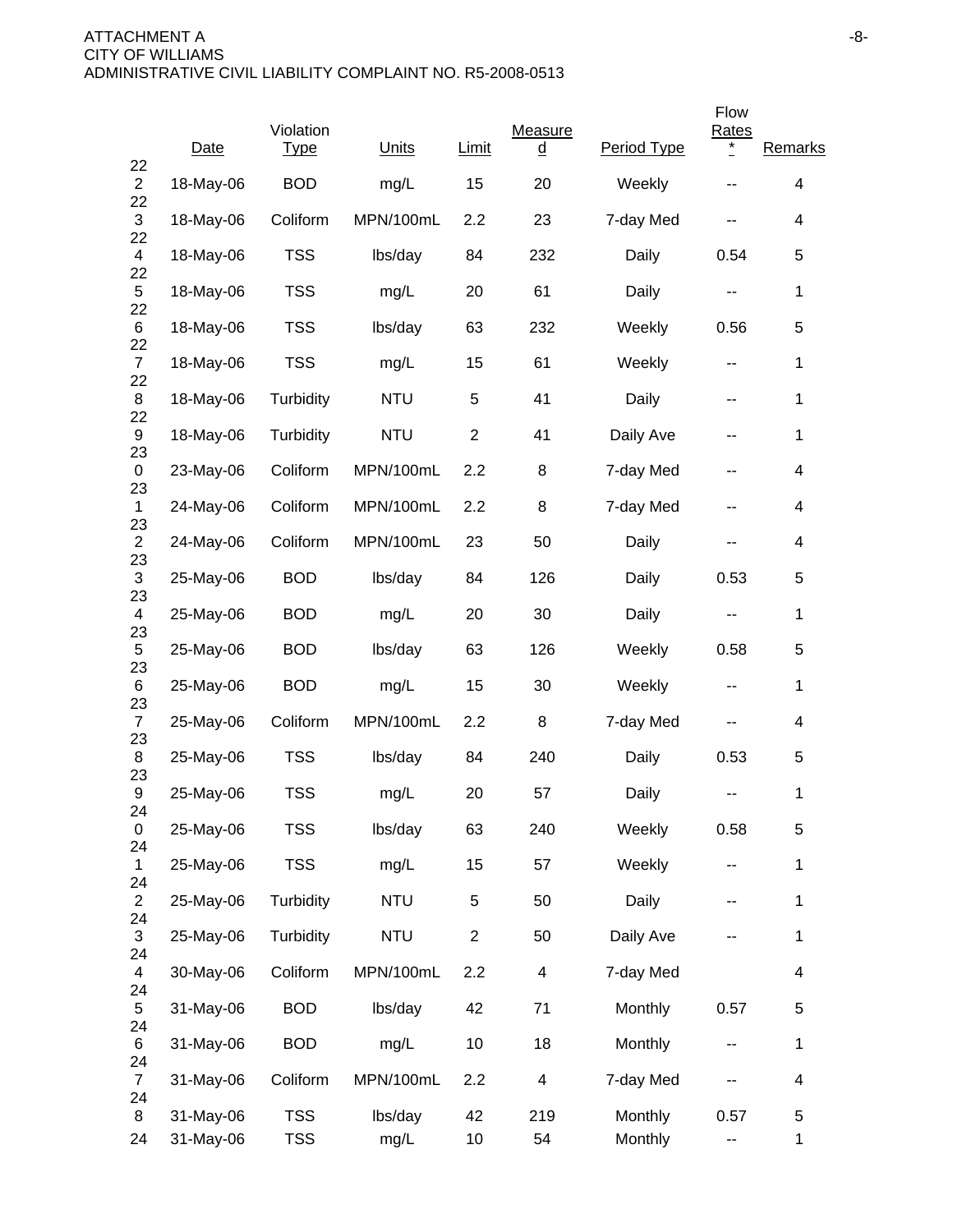| | Date | Violation Type | Units | Limit | Measured | Period Type | Flow Rates * | Remarks |
|---|---|---|---|---|---|---|---|---|
| 222 | 18-May-06 | BOD | mg/L | 15 | 20 | Weekly | -- | 4 |
| 223 | 18-May-06 | Coliform | MPN/100mL | 2.2 | 23 | 7-day Med | -- | 4 |
| 224 | 18-May-06 | TSS | lbs/day | 84 | 232 | Daily | 0.54 | 5 |
| 225 | 18-May-06 | TSS | mg/L | 20 | 61 | Daily | -- | 1 |
| 226 | 18-May-06 | TSS | lbs/day | 63 | 232 | Weekly | 0.56 | 5 |
| 227 | 18-May-06 | TSS | mg/L | 15 | 61 | Weekly | -- | 1 |
| 228 | 18-May-06 | Turbidity | NTU | 5 | 41 | Daily | -- | 1 |
| 229 | 18-May-06 | Turbidity | NTU | 2 | 41 | Daily Ave | -- | 1 |
| 230 | 23-May-06 | Coliform | MPN/100mL | 2.2 | 8 | 7-day Med | -- | 4 |
| 231 | 24-May-06 | Coliform | MPN/100mL | 2.2 | 8 | 7-day Med | -- | 4 |
| 232 | 24-May-06 | Coliform | MPN/100mL | 23 | 50 | Daily | -- | 4 |
| 233 | 25-May-06 | BOD | lbs/day | 84 | 126 | Daily | 0.53 | 5 |
| 234 | 25-May-06 | BOD | mg/L | 20 | 30 | Daily | -- | 1 |
| 235 | 25-May-06 | BOD | lbs/day | 63 | 126 | Weekly | 0.58 | 5 |
| 236 | 25-May-06 | BOD | mg/L | 15 | 30 | Weekly | -- | 1 |
| 237 | 25-May-06 | Coliform | MPN/100mL | 2.2 | 8 | 7-day Med | -- | 4 |
| 238 | 25-May-06 | TSS | lbs/day | 84 | 240 | Daily | 0.53 | 5 |
| 239 | 25-May-06 | TSS | mg/L | 20 | 57 | Daily | -- | 1 |
| 240 | 25-May-06 | TSS | lbs/day | 63 | 240 | Weekly | 0.58 | 5 |
| 241 | 25-May-06 | TSS | mg/L | 15 | 57 | Weekly | -- | 1 |
| 242 | 25-May-06 | Turbidity | NTU | 5 | 50 | Daily | -- | 1 |
| 243 | 25-May-06 | Turbidity | NTU | 2 | 50 | Daily Ave | -- | 1 |
| 244 | 30-May-06 | Coliform | MPN/100mL | 2.2 | 4 | 7-day Med | | 4 |
| 245 | 31-May-06 | BOD | lbs/day | 42 | 71 | Monthly | 0.57 | 5 |
| 246 | 31-May-06 | BOD | mg/L | 10 | 18 | Monthly | -- | 1 |
| 247 | 31-May-06 | Coliform | MPN/100mL | 2.2 | 4 | 7-day Med | -- | 4 |
| 248 | 31-May-06 | TSS | lbs/day | 42 | 219 | Monthly | 0.57 | 5 |
| 24 | 31-May-06 | TSS | mg/L | 10 | 54 | Monthly | -- | 1 |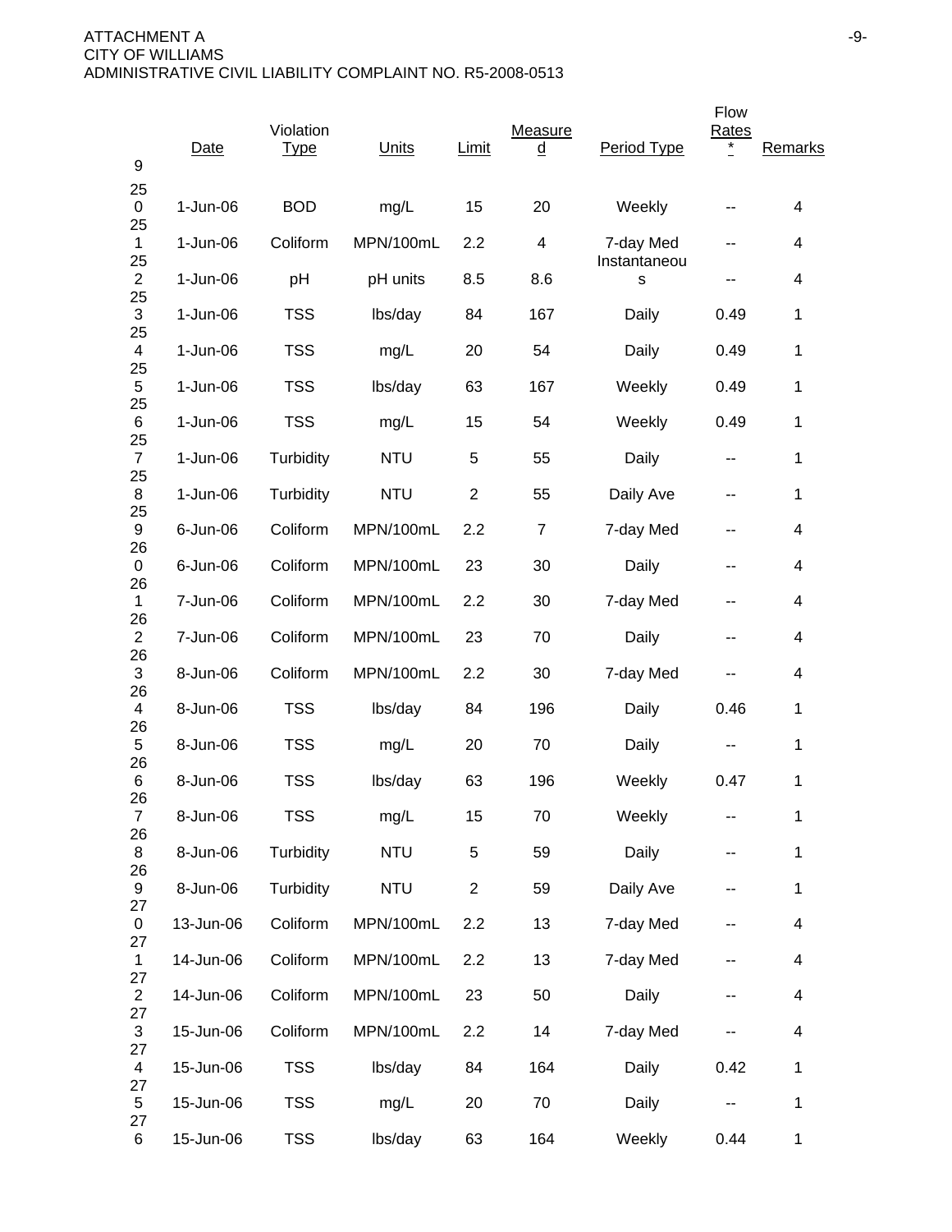ATTACHMENT A
CITY OF WILLIAMS
ADMINISTRATIVE CIVIL LIABILITY COMPLAINT NO. R5-2008-0513

| 9 | Date | Violation Type | Units | Limit | Measured | Period Type | Flow Rates * | Remarks |
|---|---|---|---|---|---|---|---|---|
| 250 | 1-Jun-06 | BOD | mg/L | 15 | 20 | Weekly | -- | 4 |
| 251 | 1-Jun-06 | Coliform | MPN/100mL | 2.2 | 4 | 7-day Med | -- | 4 |
| 252 | 1-Jun-06 | pH | pH units | 8.5 | 8.6 | Instantaneous | -- | 4 |
| 253 | 1-Jun-06 | TSS | lbs/day | 84 | 167 | Daily | 0.49 | 1 |
| 254 | 1-Jun-06 | TSS | mg/L | 20 | 54 | Daily | 0.49 | 1 |
| 255 | 1-Jun-06 | TSS | lbs/day | 63 | 167 | Weekly | 0.49 | 1 |
| 256 | 1-Jun-06 | TSS | mg/L | 15 | 54 | Weekly | 0.49 | 1 |
| 257 | 1-Jun-06 | Turbidity | NTU | 5 | 55 | Daily | -- | 1 |
| 258 | 1-Jun-06 | Turbidity | NTU | 2 | 55 | Daily Ave | -- | 1 |
| 259 | 6-Jun-06 | Coliform | MPN/100mL | 2.2 | 7 | 7-day Med | -- | 4 |
| 260 | 6-Jun-06 | Coliform | MPN/100mL | 23 | 30 | Daily | -- | 4 |
| 261 | 7-Jun-06 | Coliform | MPN/100mL | 2.2 | 30 | 7-day Med | -- | 4 |
| 262 | 7-Jun-06 | Coliform | MPN/100mL | 23 | 70 | Daily | -- | 4 |
| 263 | 8-Jun-06 | Coliform | MPN/100mL | 2.2 | 30 | 7-day Med | -- | 4 |
| 264 | 8-Jun-06 | TSS | lbs/day | 84 | 196 | Daily | 0.46 | 1 |
| 265 | 8-Jun-06 | TSS | mg/L | 20 | 70 | Daily | -- | 1 |
| 266 | 8-Jun-06 | TSS | lbs/day | 63 | 196 | Weekly | 0.47 | 1 |
| 267 | 8-Jun-06 | TSS | mg/L | 15 | 70 | Weekly | -- | 1 |
| 268 | 8-Jun-06 | Turbidity | NTU | 5 | 59 | Daily | -- | 1 |
| 269 | 8-Jun-06 | Turbidity | NTU | 2 | 59 | Daily Ave | -- | 1 |
| 270 | 13-Jun-06 | Coliform | MPN/100mL | 2.2 | 13 | 7-day Med | -- | 4 |
| 271 | 14-Jun-06 | Coliform | MPN/100mL | 2.2 | 13 | 7-day Med | -- | 4 |
| 272 | 14-Jun-06 | Coliform | MPN/100mL | 23 | 50 | Daily | -- | 4 |
| 273 | 15-Jun-06 | Coliform | MPN/100mL | 2.2 | 14 | 7-day Med | -- | 4 |
| 274 | 15-Jun-06 | TSS | lbs/day | 84 | 164 | Daily | 0.42 | 1 |
| 275 | 15-Jun-06 | TSS | mg/L | 20 | 70 | Daily | -- | 1 |
| 276 | 15-Jun-06 | TSS | lbs/day | 63 | 164 | Weekly | 0.44 | 1 |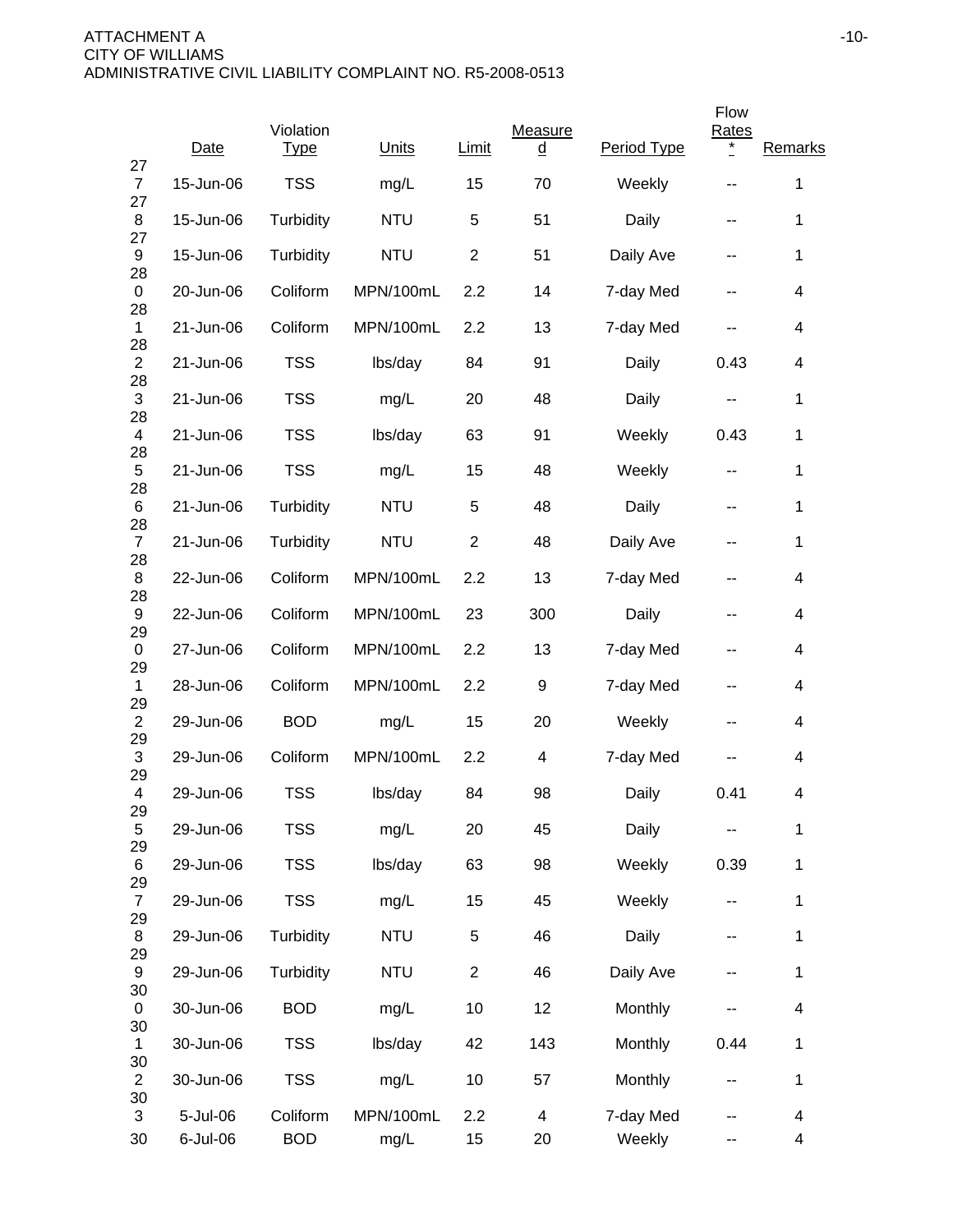ATTACHMENT A
CITY OF WILLIAMS
ADMINISTRATIVE CIVIL LIABILITY COMPLAINT NO. R5-2008-0513

| | Date | Violation Type | Units | Limit | Measured | Period Type | Flow Rates * | Remarks |
|---|---|---|---|---|---|---|---|---|
| 277 | 15-Jun-06 | TSS | mg/L | 15 | 70 | Weekly | -- | 1 |
| 278 | 15-Jun-06 | Turbidity | NTU | 5 | 51 | Daily | -- | 1 |
| 279 | 15-Jun-06 | Turbidity | NTU | 2 | 51 | Daily Ave | -- | 1 |
| 280 | 20-Jun-06 | Coliform | MPN/100mL | 2.2 | 14 | 7-day Med | -- | 4 |
| 281 | 21-Jun-06 | Coliform | MPN/100mL | 2.2 | 13 | 7-day Med | -- | 4 |
| 282 | 21-Jun-06 | TSS | lbs/day | 84 | 91 | Daily | 0.43 | 4 |
| 283 | 21-Jun-06 | TSS | mg/L | 20 | 48 | Daily | -- | 1 |
| 284 | 21-Jun-06 | TSS | lbs/day | 63 | 91 | Weekly | 0.43 | 1 |
| 285 | 21-Jun-06 | TSS | mg/L | 15 | 48 | Weekly | -- | 1 |
| 286 | 21-Jun-06 | Turbidity | NTU | 5 | 48 | Daily | -- | 1 |
| 287 | 21-Jun-06 | Turbidity | NTU | 2 | 48 | Daily Ave | -- | 1 |
| 288 | 22-Jun-06 | Coliform | MPN/100mL | 2.2 | 13 | 7-day Med | -- | 4 |
| 289 | 22-Jun-06 | Coliform | MPN/100mL | 23 | 300 | Daily | -- | 4 |
| 290 | 27-Jun-06 | Coliform | MPN/100mL | 2.2 | 13 | 7-day Med | -- | 4 |
| 291 | 28-Jun-06 | Coliform | MPN/100mL | 2.2 | 9 | 7-day Med | -- | 4 |
| 292 | 29-Jun-06 | BOD | mg/L | 15 | 20 | Weekly | -- | 4 |
| 293 | 29-Jun-06 | Coliform | MPN/100mL | 2.2 | 4 | 7-day Med | -- | 4 |
| 294 | 29-Jun-06 | TSS | lbs/day | 84 | 98 | Daily | 0.41 | 4 |
| 295 | 29-Jun-06 | TSS | mg/L | 20 | 45 | Daily | -- | 1 |
| 296 | 29-Jun-06 | TSS | lbs/day | 63 | 98 | Weekly | 0.39 | 1 |
| 297 | 29-Jun-06 | TSS | mg/L | 15 | 45 | Weekly | -- | 1 |
| 298 | 29-Jun-06 | Turbidity | NTU | 5 | 46 | Daily | -- | 1 |
| 299 | 29-Jun-06 | Turbidity | NTU | 2 | 46 | Daily Ave | -- | 1 |
| 300 | 30-Jun-06 | BOD | mg/L | 10 | 12 | Monthly | -- | 4 |
| 301 | 30-Jun-06 | TSS | lbs/day | 42 | 143 | Monthly | 0.44 | 1 |
| 302 | 30-Jun-06 | TSS | mg/L | 10 | 57 | Monthly | -- | 1 |
| 303 | 5-Jul-06 | Coliform | MPN/100mL | 2.2 | 4 | 7-day Med | -- | 4 |
| 30 | 6-Jul-06 | BOD | mg/L | 15 | 20 | Weekly | -- | 4 |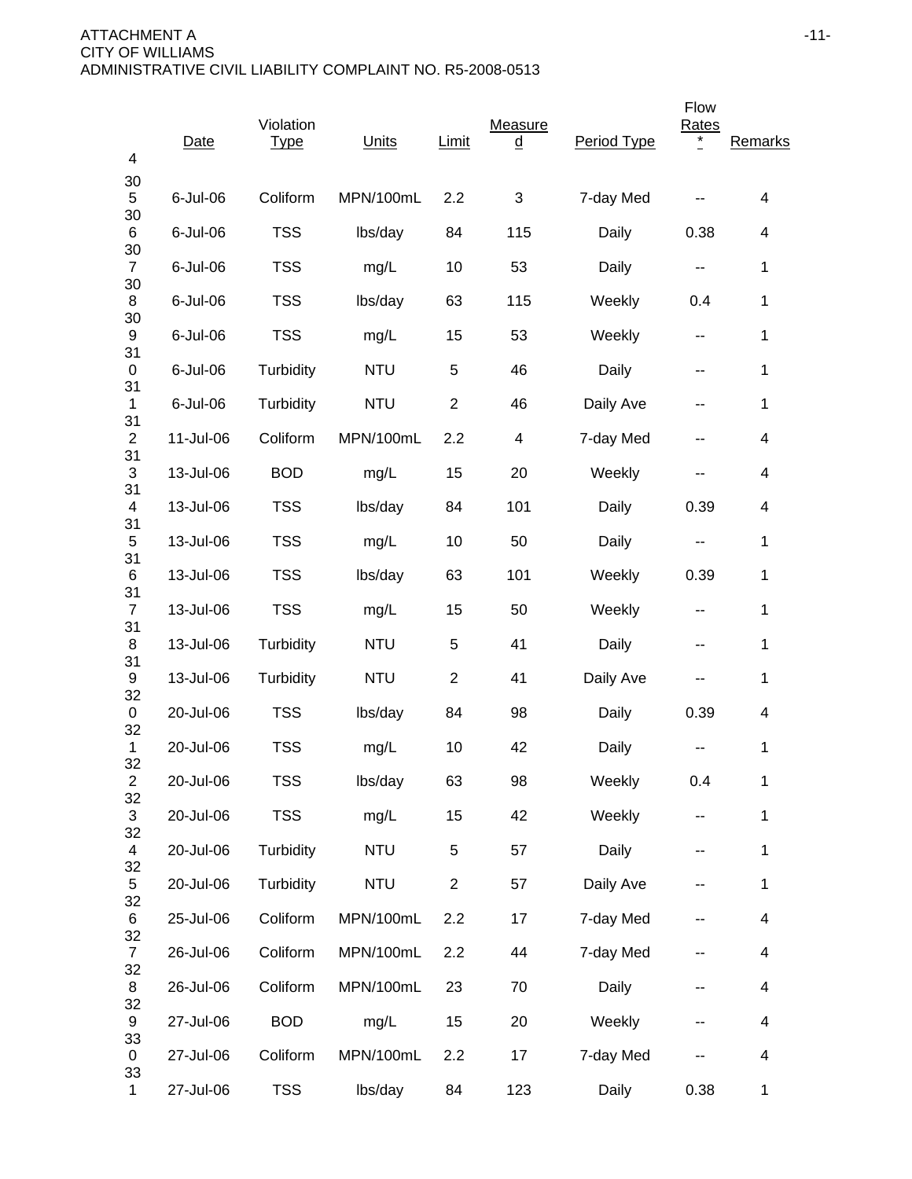ATTACHMENT A
CITY OF WILLIAMS
ADMINISTRATIVE CIVIL LIABILITY COMPLAINT NO. R5-2008-0513

| | Date | Violation Type | Units | Limit | Measured | Period Type | Flow Rates * | Remarks |
|---|---|---|---|---|---|---|---|---|
| 304 | | | | | | | | |
| 305 | 6-Jul-06 | Coliform | MPN/100mL | 2.2 | 3 | 7-day Med | -- | 4 |
| 306 | 6-Jul-06 | TSS | lbs/day | 84 | 115 | Daily | 0.38 | 4 |
| 307 | 6-Jul-06 | TSS | mg/L | 10 | 53 | Daily | -- | 1 |
| 308 | 6-Jul-06 | TSS | lbs/day | 63 | 115 | Weekly | 0.4 | 1 |
| 309 | 6-Jul-06 | TSS | mg/L | 15 | 53 | Weekly | -- | 1 |
| 310 | 6-Jul-06 | Turbidity | NTU | 5 | 46 | Daily | -- | 1 |
| 311 | 6-Jul-06 | Turbidity | NTU | 2 | 46 | Daily Ave | -- | 1 |
| 312 | 11-Jul-06 | Coliform | MPN/100mL | 2.2 | 4 | 7-day Med | -- | 4 |
| 313 | 13-Jul-06 | BOD | mg/L | 15 | 20 | Weekly | -- | 4 |
| 314 | 13-Jul-06 | TSS | lbs/day | 84 | 101 | Daily | 0.39 | 4 |
| 315 | 13-Jul-06 | TSS | mg/L | 10 | 50 | Daily | -- | 1 |
| 316 | 13-Jul-06 | TSS | lbs/day | 63 | 101 | Weekly | 0.39 | 1 |
| 317 | 13-Jul-06 | TSS | mg/L | 15 | 50 | Weekly | -- | 1 |
| 318 | 13-Jul-06 | Turbidity | NTU | 5 | 41 | Daily | -- | 1 |
| 319 | 13-Jul-06 | Turbidity | NTU | 2 | 41 | Daily Ave | -- | 1 |
| 320 | 20-Jul-06 | TSS | lbs/day | 84 | 98 | Daily | 0.39 | 4 |
| 321 | 20-Jul-06 | TSS | mg/L | 10 | 42 | Daily | -- | 1 |
| 322 | 20-Jul-06 | TSS | lbs/day | 63 | 98 | Weekly | 0.4 | 1 |
| 323 | 20-Jul-06 | TSS | mg/L | 15 | 42 | Weekly | -- | 1 |
| 324 | 20-Jul-06 | Turbidity | NTU | 5 | 57 | Daily | -- | 1 |
| 325 | 20-Jul-06 | Turbidity | NTU | 2 | 57 | Daily Ave | -- | 1 |
| 326 | 25-Jul-06 | Coliform | MPN/100mL | 2.2 | 17 | 7-day Med | -- | 4 |
| 327 | 26-Jul-06 | Coliform | MPN/100mL | 2.2 | 44 | 7-day Med | -- | 4 |
| 328 | 26-Jul-06 | Coliform | MPN/100mL | 23 | 70 | Daily | -- | 4 |
| 329 | 27-Jul-06 | BOD | mg/L | 15 | 20 | Weekly | -- | 4 |
| 330 | 27-Jul-06 | Coliform | MPN/100mL | 2.2 | 17 | 7-day Med | -- | 4 |
| 331 | 27-Jul-06 | TSS | lbs/day | 84 | 123 | Daily | 0.38 | 1 |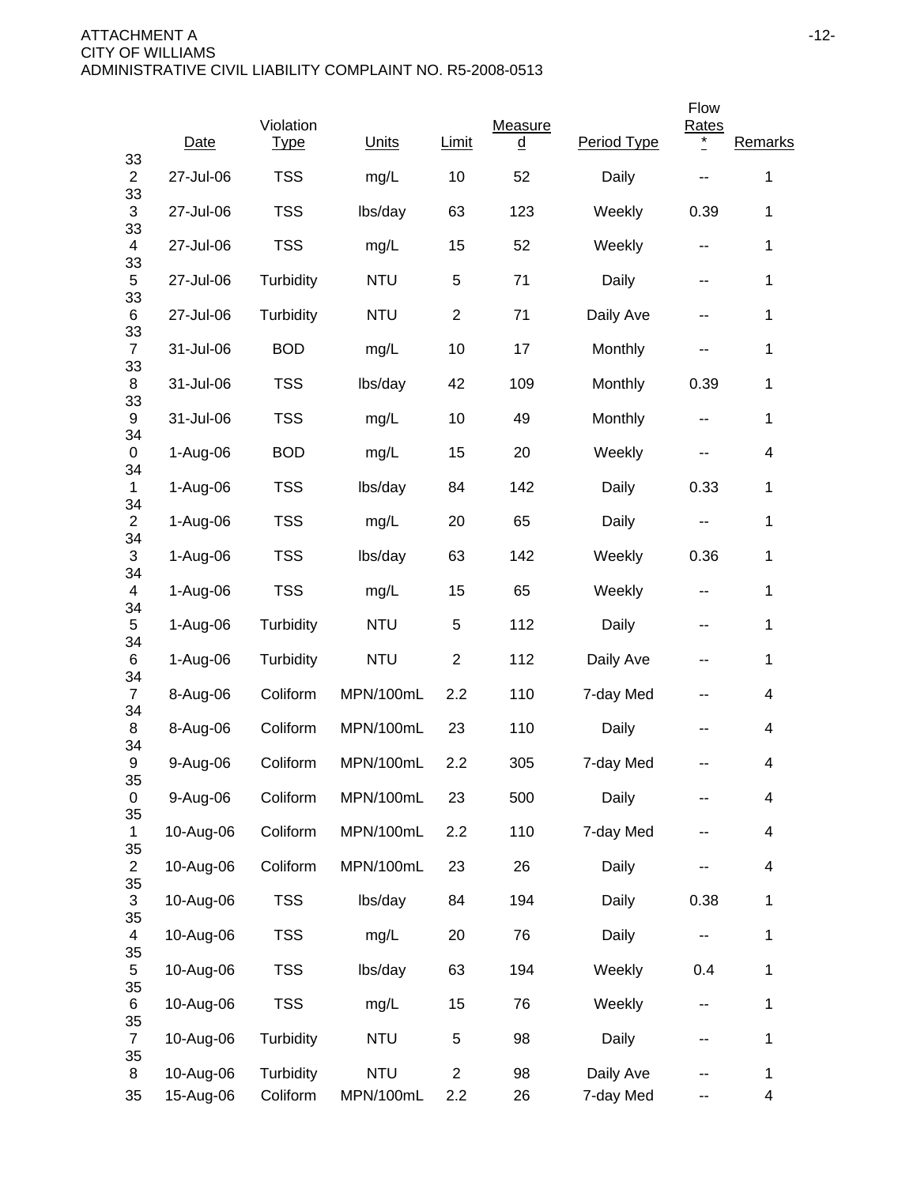ATTACHMENT A
CITY OF WILLIAMS
ADMINISTRATIVE CIVIL LIABILITY COMPLAINT NO. R5-2008-0513

| | Date | Violation Type | Units | Limit | Measured | Period Type | Flow Rates * | Remarks |
|---|---|---|---|---|---|---|---|---|
| 332 | 27-Jul-06 | TSS | mg/L | 10 | 52 | Daily | -- | 1 |
| 333 | 27-Jul-06 | TSS | lbs/day | 63 | 123 | Weekly | 0.39 | 1 |
| 334 | 27-Jul-06 | TSS | mg/L | 15 | 52 | Weekly | -- | 1 |
| 335 | 27-Jul-06 | Turbidity | NTU | 5 | 71 | Daily | -- | 1 |
| 336 | 27-Jul-06 | Turbidity | NTU | 2 | 71 | Daily Ave | -- | 1 |
| 337 | 31-Jul-06 | BOD | mg/L | 10 | 17 | Monthly | -- | 1 |
| 338 | 31-Jul-06 | TSS | lbs/day | 42 | 109 | Monthly | 0.39 | 1 |
| 339 | 31-Jul-06 | TSS | mg/L | 10 | 49 | Monthly | -- | 1 |
| 340 | 1-Aug-06 | BOD | mg/L | 15 | 20 | Weekly | -- | 4 |
| 341 | 1-Aug-06 | TSS | lbs/day | 84 | 142 | Daily | 0.33 | 1 |
| 342 | 1-Aug-06 | TSS | mg/L | 20 | 65 | Daily | -- | 1 |
| 343 | 1-Aug-06 | TSS | lbs/day | 63 | 142 | Weekly | 0.36 | 1 |
| 344 | 1-Aug-06 | TSS | mg/L | 15 | 65 | Weekly | -- | 1 |
| 345 | 1-Aug-06 | Turbidity | NTU | 5 | 112 | Daily | -- | 1 |
| 346 | 1-Aug-06 | Turbidity | NTU | 2 | 112 | Daily Ave | -- | 1 |
| 347 | 8-Aug-06 | Coliform | MPN/100mL | 2.2 | 110 | 7-day Med | -- | 4 |
| 348 | 8-Aug-06 | Coliform | MPN/100mL | 23 | 110 | Daily | -- | 4 |
| 349 | 9-Aug-06 | Coliform | MPN/100mL | 2.2 | 305 | 7-day Med | -- | 4 |
| 350 | 9-Aug-06 | Coliform | MPN/100mL | 23 | 500 | Daily | -- | 4 |
| 351 | 10-Aug-06 | Coliform | MPN/100mL | 2.2 | 110 | 7-day Med | -- | 4 |
| 352 | 10-Aug-06 | Coliform | MPN/100mL | 23 | 26 | Daily | -- | 4 |
| 353 | 10-Aug-06 | TSS | lbs/day | 84 | 194 | Daily | 0.38 | 1 |
| 354 | 10-Aug-06 | TSS | mg/L | 20 | 76 | Daily | -- | 1 |
| 355 | 10-Aug-06 | TSS | lbs/day | 63 | 194 | Weekly | 0.4 | 1 |
| 356 | 10-Aug-06 | TSS | mg/L | 15 | 76 | Weekly | -- | 1 |
| 357 | 10-Aug-06 | Turbidity | NTU | 5 | 98 | Daily | -- | 1 |
| 358 | 10-Aug-06 | Turbidity | NTU | 2 | 98 | Daily Ave | -- | 1 |
| 35 | 15-Aug-06 | Coliform | MPN/100mL | 2.2 | 26 | 7-day Med | -- | 4 |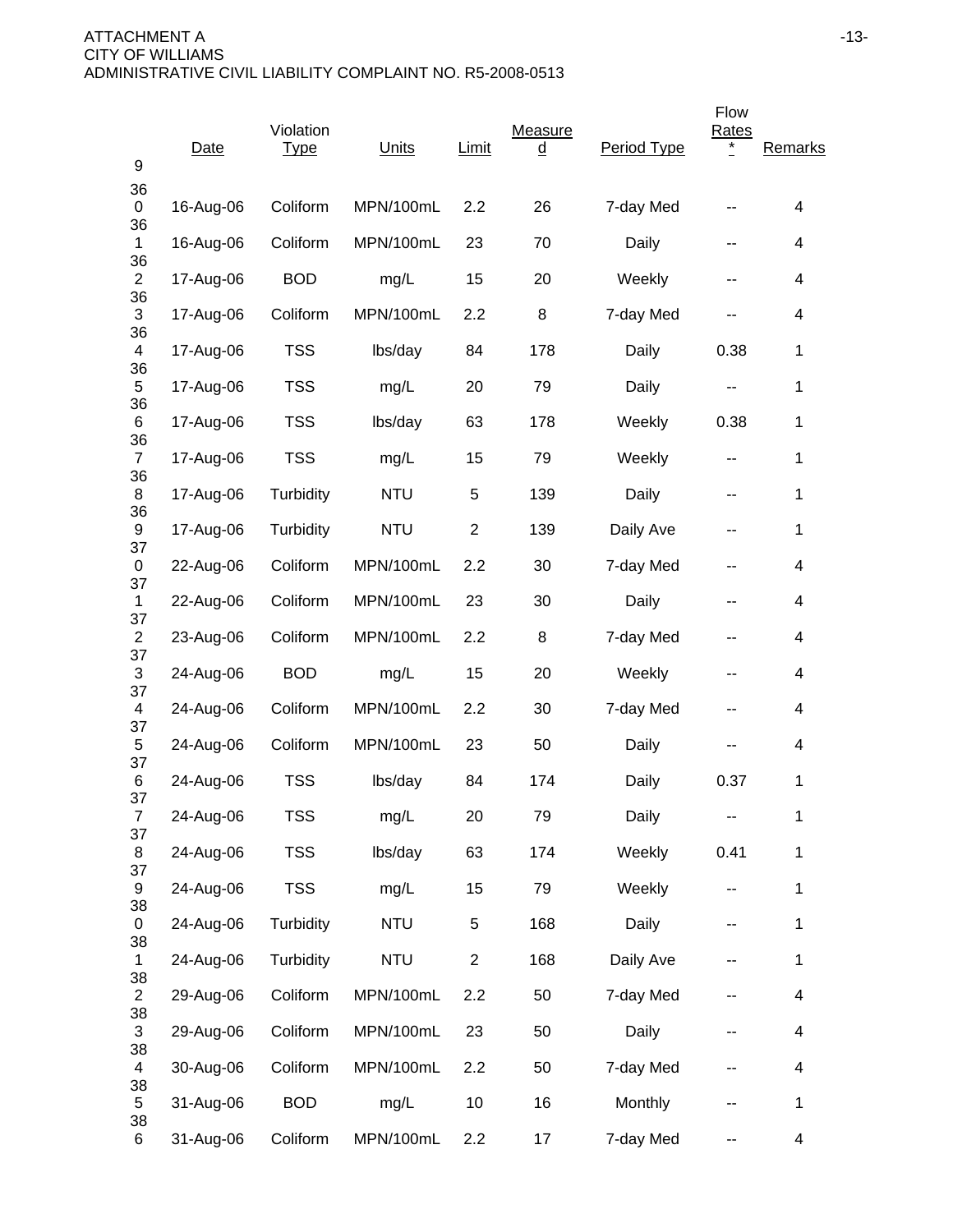ATTACHMENT A
CITY OF WILLIAMS
ADMINISTRATIVE CIVIL LIABILITY COMPLAINT NO. R5-2008-0513

| 9 | Date | Violation Type | Units | Limit | Measured | Period Type | Flow Rates * | Remarks |
|---|---|---|---|---|---|---|---|---|
| 360 | 16-Aug-06 | Coliform | MPN/100mL | 2.2 | 26 | 7-day Med | -- | 4 |
| 361 | 16-Aug-06 | Coliform | MPN/100mL | 23 | 70 | Daily | -- | 4 |
| 362 | 17-Aug-06 | BOD | mg/L | 15 | 20 | Weekly | -- | 4 |
| 363 | 17-Aug-06 | Coliform | MPN/100mL | 2.2 | 8 | 7-day Med | -- | 4 |
| 364 | 17-Aug-06 | TSS | lbs/day | 84 | 178 | Daily | 0.38 | 1 |
| 365 | 17-Aug-06 | TSS | mg/L | 20 | 79 | Daily | -- | 1 |
| 366 | 17-Aug-06 | TSS | lbs/day | 63 | 178 | Weekly | 0.38 | 1 |
| 367 | 17-Aug-06 | TSS | mg/L | 15 | 79 | Weekly | -- | 1 |
| 368 | 17-Aug-06 | Turbidity | NTU | 5 | 139 | Daily | -- | 1 |
| 369 | 17-Aug-06 | Turbidity | NTU | 2 | 139 | Daily Ave | -- | 1 |
| 370 | 22-Aug-06 | Coliform | MPN/100mL | 2.2 | 30 | 7-day Med | -- | 4 |
| 371 | 22-Aug-06 | Coliform | MPN/100mL | 23 | 30 | Daily | -- | 4 |
| 372 | 23-Aug-06 | Coliform | MPN/100mL | 2.2 | 8 | 7-day Med | -- | 4 |
| 373 | 24-Aug-06 | BOD | mg/L | 15 | 20 | Weekly | -- | 4 |
| 374 | 24-Aug-06 | Coliform | MPN/100mL | 2.2 | 30 | 7-day Med | -- | 4 |
| 375 | 24-Aug-06 | Coliform | MPN/100mL | 23 | 50 | Daily | -- | 4 |
| 376 | 24-Aug-06 | TSS | lbs/day | 84 | 174 | Daily | 0.37 | 1 |
| 377 | 24-Aug-06 | TSS | mg/L | 20 | 79 | Daily | -- | 1 |
| 378 | 24-Aug-06 | TSS | lbs/day | 63 | 174 | Weekly | 0.41 | 1 |
| 379 | 24-Aug-06 | TSS | mg/L | 15 | 79 | Weekly | -- | 1 |
| 380 | 24-Aug-06 | Turbidity | NTU | 5 | 168 | Daily | -- | 1 |
| 381 | 24-Aug-06 | Turbidity | NTU | 2 | 168 | Daily Ave | -- | 1 |
| 382 | 29-Aug-06 | Coliform | MPN/100mL | 2.2 | 50 | 7-day Med | -- | 4 |
| 383 | 29-Aug-06 | Coliform | MPN/100mL | 23 | 50 | Daily | -- | 4 |
| 384 | 30-Aug-06 | Coliform | MPN/100mL | 2.2 | 50 | 7-day Med | -- | 4 |
| 385 | 31-Aug-06 | BOD | mg/L | 10 | 16 | Monthly | -- | 1 |
| 386 | 31-Aug-06 | Coliform | MPN/100mL | 2.2 | 17 | 7-day Med | -- | 4 |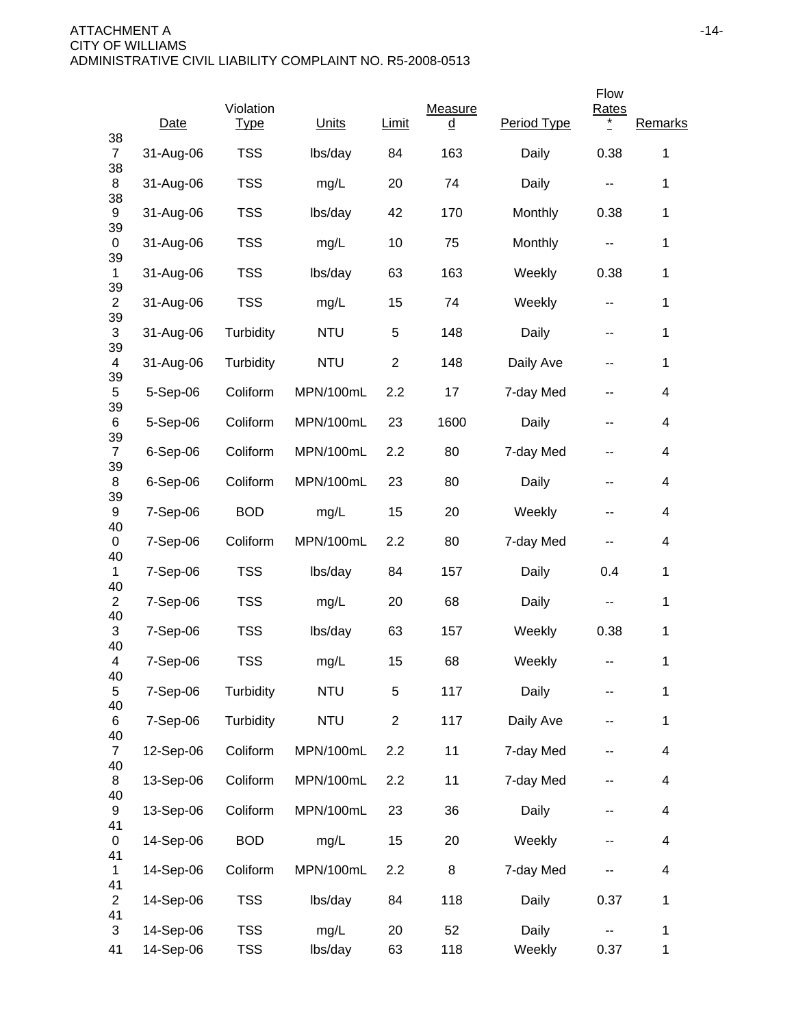| | Date | Violation Type | Units | Limit | Measured | Period Type | Flow Rates * | Remarks |
|---|---|---|---|---|---|---|---|---|
| 387 | 31-Aug-06 | TSS | lbs/day | 84 | 163 | Daily | 0.38 | 1 |
| 388 | 31-Aug-06 | TSS | mg/L | 20 | 74 | Daily | -- | 1 |
| 389 | 31-Aug-06 | TSS | lbs/day | 42 | 170 | Monthly | 0.38 | 1 |
| 390 | 31-Aug-06 | TSS | mg/L | 10 | 75 | Monthly | -- | 1 |
| 391 | 31-Aug-06 | TSS | lbs/day | 63 | 163 | Weekly | 0.38 | 1 |
| 392 | 31-Aug-06 | TSS | mg/L | 15 | 74 | Weekly | -- | 1 |
| 393 | 31-Aug-06 | Turbidity | NTU | 5 | 148 | Daily | -- | 1 |
| 394 | 31-Aug-06 | Turbidity | NTU | 2 | 148 | Daily Ave | -- | 1 |
| 395 | 5-Sep-06 | Coliform | MPN/100mL | 2.2 | 17 | 7-day Med | -- | 4 |
| 396 | 5-Sep-06 | Coliform | MPN/100mL | 23 | 1600 | Daily | -- | 4 |
| 397 | 6-Sep-06 | Coliform | MPN/100mL | 2.2 | 80 | 7-day Med | -- | 4 |
| 398 | 6-Sep-06 | Coliform | MPN/100mL | 23 | 80 | Daily | -- | 4 |
| 399 | 7-Sep-06 | BOD | mg/L | 15 | 20 | Weekly | -- | 4 |
| 400 | 7-Sep-06 | Coliform | MPN/100mL | 2.2 | 80 | 7-day Med | -- | 4 |
| 401 | 7-Sep-06 | TSS | lbs/day | 84 | 157 | Daily | 0.4 | 1 |
| 402 | 7-Sep-06 | TSS | mg/L | 20 | 68 | Daily | -- | 1 |
| 403 | 7-Sep-06 | TSS | lbs/day | 63 | 157 | Weekly | 0.38 | 1 |
| 404 | 7-Sep-06 | TSS | mg/L | 15 | 68 | Weekly | -- | 1 |
| 405 | 7-Sep-06 | Turbidity | NTU | 5 | 117 | Daily | -- | 1 |
| 406 | 7-Sep-06 | Turbidity | NTU | 2 | 117 | Daily Ave | -- | 1 |
| 407 | 12-Sep-06 | Coliform | MPN/100mL | 2.2 | 11 | 7-day Med | -- | 4 |
| 408 | 13-Sep-06 | Coliform | MPN/100mL | 2.2 | 11 | 7-day Med | -- | 4 |
| 409 | 13-Sep-06 | Coliform | MPN/100mL | 23 | 36 | Daily | -- | 4 |
| 410 | 14-Sep-06 | BOD | mg/L | 15 | 20 | Weekly | -- | 4 |
| 411 | 14-Sep-06 | Coliform | MPN/100mL | 2.2 | 8 | 7-day Med | -- | 4 |
| 412 | 14-Sep-06 | TSS | lbs/day | 84 | 118 | Daily | 0.37 | 1 |
| 413 | 14-Sep-06 | TSS | mg/L | 20 | 52 | Daily | -- | 1 |
| 41 | 14-Sep-06 | TSS | lbs/day | 63 | 118 | Weekly | 0.37 | 1 |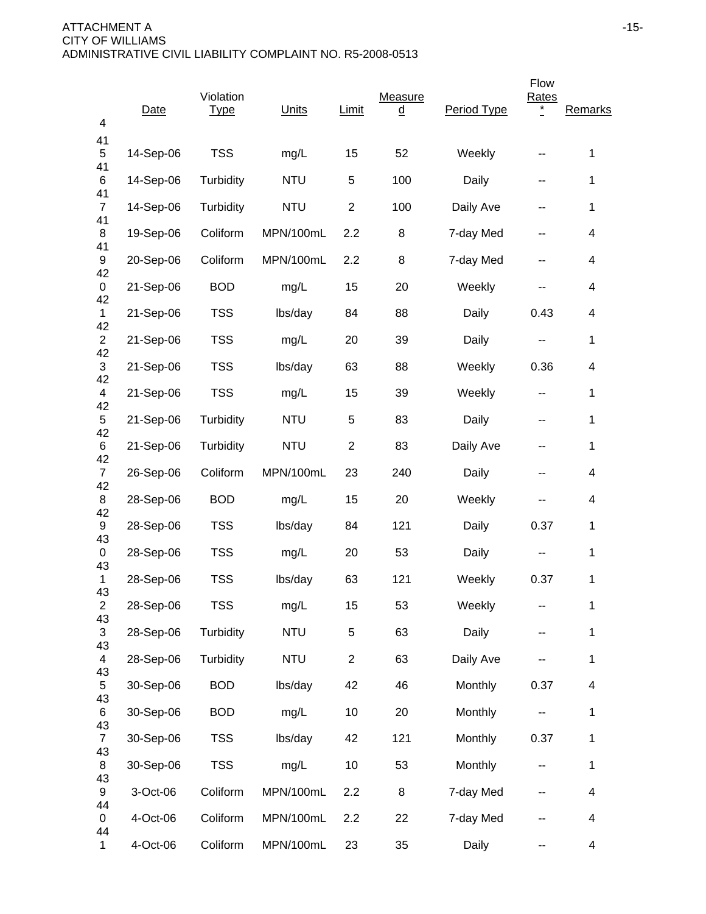ATTACHMENT A
CITY OF WILLIAMS
ADMINISTRATIVE CIVIL LIABILITY COMPLAINT NO. R5-2008-0513

| 4 | Date | Violation Type | Units | Limit | Measured | Period Type | Flow Rates * | Remarks |
|---|---|---|---|---|---|---|---|---|
| 415 | 14-Sep-06 | TSS | mg/L | 15 | 52 | Weekly | -- | 1 |
| 416 | 14-Sep-06 | Turbidity | NTU | 5 | 100 | Daily | -- | 1 |
| 417 | 14-Sep-06 | Turbidity | NTU | 2 | 100 | Daily Ave | -- | 1 |
| 418 | 19-Sep-06 | Coliform | MPN/100mL | 2.2 | 8 | 7-day Med | -- | 4 |
| 419 | 20-Sep-06 | Coliform | MPN/100mL | 2.2 | 8 | 7-day Med | -- | 4 |
| 420 | 21-Sep-06 | BOD | mg/L | 15 | 20 | Weekly | -- | 4 |
| 421 | 21-Sep-06 | TSS | lbs/day | 84 | 88 | Daily | 0.43 | 4 |
| 422 | 21-Sep-06 | TSS | mg/L | 20 | 39 | Daily | -- | 1 |
| 423 | 21-Sep-06 | TSS | lbs/day | 63 | 88 | Weekly | 0.36 | 4 |
| 424 | 21-Sep-06 | TSS | mg/L | 15 | 39 | Weekly | -- | 1 |
| 425 | 21-Sep-06 | Turbidity | NTU | 5 | 83 | Daily | -- | 1 |
| 426 | 21-Sep-06 | Turbidity | NTU | 2 | 83 | Daily Ave | -- | 1 |
| 427 | 26-Sep-06 | Coliform | MPN/100mL | 23 | 240 | Daily | -- | 4 |
| 428 | 28-Sep-06 | BOD | mg/L | 15 | 20 | Weekly | -- | 4 |
| 429 | 28-Sep-06 | TSS | lbs/day | 84 | 121 | Daily | 0.37 | 1 |
| 430 | 28-Sep-06 | TSS | mg/L | 20 | 53 | Daily | -- | 1 |
| 431 | 28-Sep-06 | TSS | lbs/day | 63 | 121 | Weekly | 0.37 | 1 |
| 432 | 28-Sep-06 | TSS | mg/L | 15 | 53 | Weekly | -- | 1 |
| 433 | 28-Sep-06 | Turbidity | NTU | 5 | 63 | Daily | -- | 1 |
| 434 | 28-Sep-06 | Turbidity | NTU | 2 | 63 | Daily Ave | -- | 1 |
| 435 | 30-Sep-06 | BOD | lbs/day | 42 | 46 | Monthly | 0.37 | 4 |
| 436 | 30-Sep-06 | BOD | mg/L | 10 | 20 | Monthly | -- | 1 |
| 437 | 30-Sep-06 | TSS | lbs/day | 42 | 121 | Monthly | 0.37 | 1 |
| 438 | 30-Sep-06 | TSS | mg/L | 10 | 53 | Monthly | -- | 1 |
| 439 | 3-Oct-06 | Coliform | MPN/100mL | 2.2 | 8 | 7-day Med | -- | 4 |
| 440 | 4-Oct-06 | Coliform | MPN/100mL | 2.2 | 22 | 7-day Med | -- | 4 |
| 441 | 4-Oct-06 | Coliform | MPN/100mL | 23 | 35 | Daily | -- | 4 |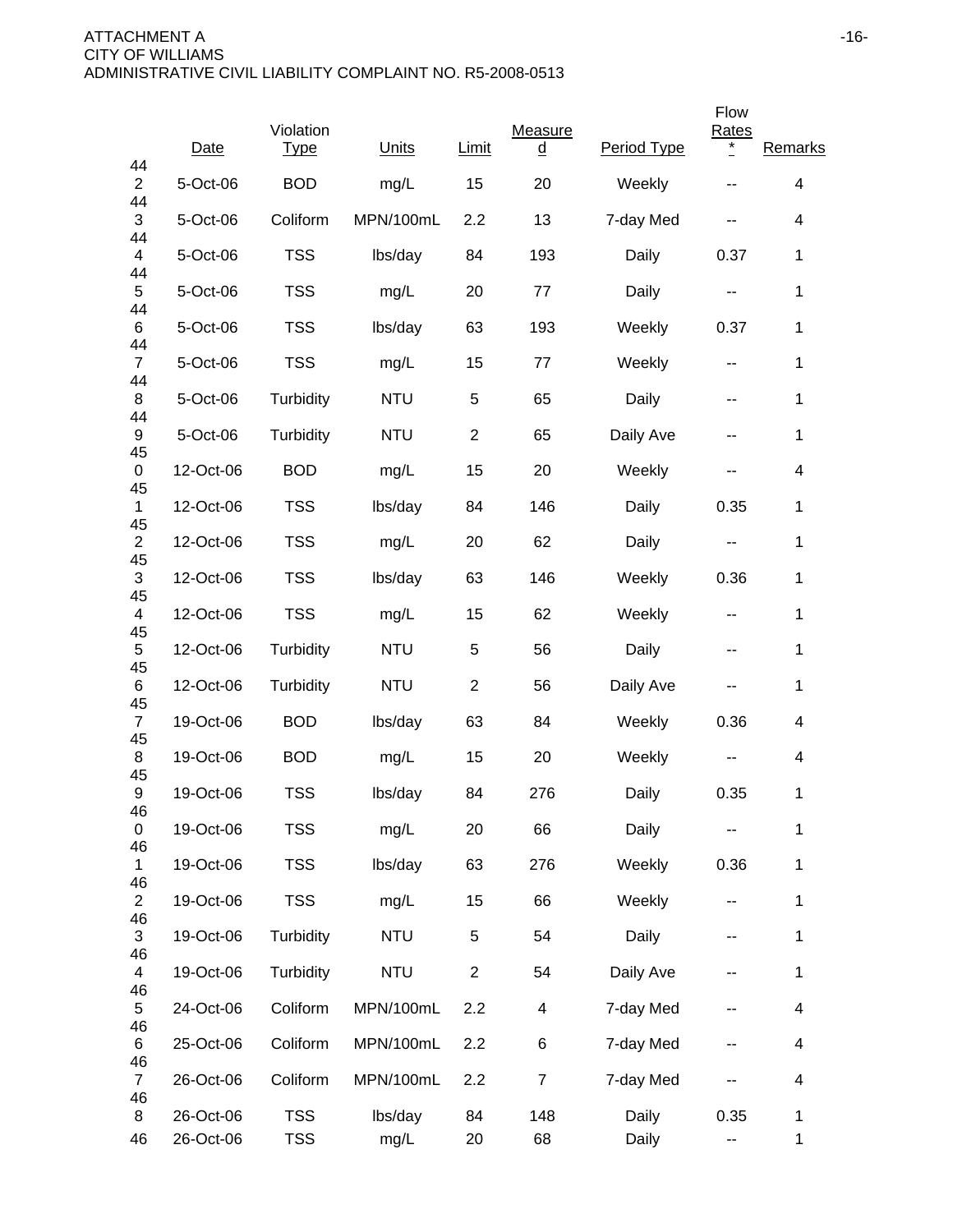| | Date | Violation Type | Units | Limit | Measured | Period Type | Flow Rates * | Remarks |
|---|---|---|---|---|---|---|---|---|
| 442 | 5-Oct-06 | BOD | mg/L | 15 | 20 | Weekly | -- | 4 |
| 443 | 5-Oct-06 | Coliform | MPN/100mL | 2.2 | 13 | 7-day Med | -- | 4 |
| 444 | 5-Oct-06 | TSS | lbs/day | 84 | 193 | Daily | 0.37 | 1 |
| 445 | 5-Oct-06 | TSS | mg/L | 20 | 77 | Daily | -- | 1 |
| 446 | 5-Oct-06 | TSS | lbs/day | 63 | 193 | Weekly | 0.37 | 1 |
| 447 | 5-Oct-06 | TSS | mg/L | 15 | 77 | Weekly | -- | 1 |
| 448 | 5-Oct-06 | Turbidity | NTU | 5 | 65 | Daily | -- | 1 |
| 449 | 5-Oct-06 | Turbidity | NTU | 2 | 65 | Daily Ave | -- | 1 |
| 450 | 12-Oct-06 | BOD | mg/L | 15 | 20 | Weekly | -- | 4 |
| 451 | 12-Oct-06 | TSS | lbs/day | 84 | 146 | Daily | 0.35 | 1 |
| 452 | 12-Oct-06 | TSS | mg/L | 20 | 62 | Daily | -- | 1 |
| 453 | 12-Oct-06 | TSS | lbs/day | 63 | 146 | Weekly | 0.36 | 1 |
| 454 | 12-Oct-06 | TSS | mg/L | 15 | 62 | Weekly | -- | 1 |
| 455 | 12-Oct-06 | Turbidity | NTU | 5 | 56 | Daily | -- | 1 |
| 456 | 12-Oct-06 | Turbidity | NTU | 2 | 56 | Daily Ave | -- | 1 |
| 457 | 19-Oct-06 | BOD | lbs/day | 63 | 84 | Weekly | 0.36 | 4 |
| 458 | 19-Oct-06 | BOD | mg/L | 15 | 20 | Weekly | -- | 4 |
| 459 | 19-Oct-06 | TSS | lbs/day | 84 | 276 | Daily | 0.35 | 1 |
| 460 | 19-Oct-06 | TSS | mg/L | 20 | 66 | Daily | -- | 1 |
| 461 | 19-Oct-06 | TSS | lbs/day | 63 | 276 | Weekly | 0.36 | 1 |
| 462 | 19-Oct-06 | TSS | mg/L | 15 | 66 | Weekly | -- | 1 |
| 463 | 19-Oct-06 | Turbidity | NTU | 5 | 54 | Daily | -- | 1 |
| 464 | 19-Oct-06 | Turbidity | NTU | 2 | 54 | Daily Ave | -- | 1 |
| 465 | 24-Oct-06 | Coliform | MPN/100mL | 2.2 | 4 | 7-day Med | -- | 4 |
| 466 | 25-Oct-06 | Coliform | MPN/100mL | 2.2 | 6 | 7-day Med | -- | 4 |
| 467 | 26-Oct-06 | Coliform | MPN/100mL | 2.2 | 7 | 7-day Med | -- | 4 |
| 468 | 26-Oct-06 | TSS | lbs/day | 84 | 148 | Daily | 0.35 | 1 |
| 46 | 26-Oct-06 | TSS | mg/L | 20 | 68 | Daily | -- | 1 |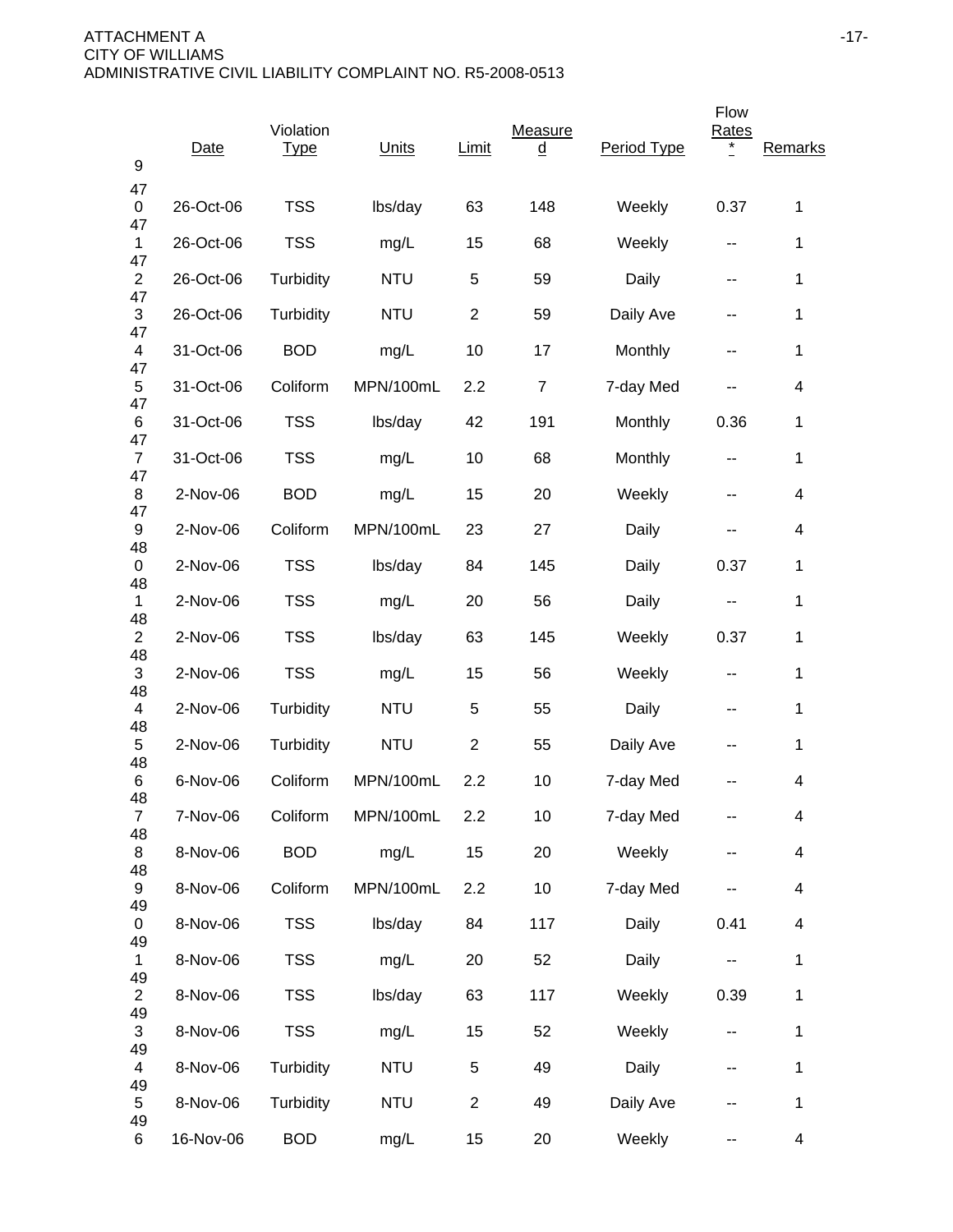ATTACHMENT A
CITY OF WILLIAMS
ADMINISTRATIVE CIVIL LIABILITY COMPLAINT NO. R5-2008-0513

| 9 | Date | Violation Type | Units | Limit | Measured | Period Type | Flow Rates * | Remarks |
|---|---|---|---|---|---|---|---|---|
| 470 | 26-Oct-06 | TSS | lbs/day | 63 | 148 | Weekly | 0.37 | 1 |
| 471 | 26-Oct-06 | TSS | mg/L | 15 | 68 | Weekly | -- | 1 |
| 472 | 26-Oct-06 | Turbidity | NTU | 5 | 59 | Daily | -- | 1 |
| 473 | 26-Oct-06 | Turbidity | NTU | 2 | 59 | Daily Ave | -- | 1 |
| 474 | 31-Oct-06 | BOD | mg/L | 10 | 17 | Monthly | -- | 1 |
| 475 | 31-Oct-06 | Coliform | MPN/100mL | 2.2 | 7 | 7-day Med | -- | 4 |
| 476 | 31-Oct-06 | TSS | lbs/day | 42 | 191 | Monthly | 0.36 | 1 |
| 477 | 31-Oct-06 | TSS | mg/L | 10 | 68 | Monthly | -- | 1 |
| 478 | 2-Nov-06 | BOD | mg/L | 15 | 20 | Weekly | -- | 4 |
| 479 | 2-Nov-06 | Coliform | MPN/100mL | 23 | 27 | Daily | -- | 4 |
| 480 | 2-Nov-06 | TSS | lbs/day | 84 | 145 | Daily | 0.37 | 1 |
| 481 | 2-Nov-06 | TSS | mg/L | 20 | 56 | Daily | -- | 1 |
| 482 | 2-Nov-06 | TSS | lbs/day | 63 | 145 | Weekly | 0.37 | 1 |
| 483 | 2-Nov-06 | TSS | mg/L | 15 | 56 | Weekly | -- | 1 |
| 484 | 2-Nov-06 | Turbidity | NTU | 5 | 55 | Daily | -- | 1 |
| 485 | 2-Nov-06 | Turbidity | NTU | 2 | 55 | Daily Ave | -- | 1 |
| 486 | 6-Nov-06 | Coliform | MPN/100mL | 2.2 | 10 | 7-day Med | -- | 4 |
| 487 | 7-Nov-06 | Coliform | MPN/100mL | 2.2 | 10 | 7-day Med | -- | 4 |
| 488 | 8-Nov-06 | BOD | mg/L | 15 | 20 | Weekly | -- | 4 |
| 489 | 8-Nov-06 | Coliform | MPN/100mL | 2.2 | 10 | 7-day Med | -- | 4 |
| 490 | 8-Nov-06 | TSS | lbs/day | 84 | 117 | Daily | 0.41 | 4 |
| 491 | 8-Nov-06 | TSS | mg/L | 20 | 52 | Daily | -- | 1 |
| 492 | 8-Nov-06 | TSS | lbs/day | 63 | 117 | Weekly | 0.39 | 1 |
| 493 | 8-Nov-06 | TSS | mg/L | 15 | 52 | Weekly | -- | 1 |
| 494 | 8-Nov-06 | Turbidity | NTU | 5 | 49 | Daily | -- | 1 |
| 495 | 8-Nov-06 | Turbidity | NTU | 2 | 49 | Daily Ave | -- | 1 |
| 496 | 16-Nov-06 | BOD | mg/L | 15 | 20 | Weekly | -- | 4 |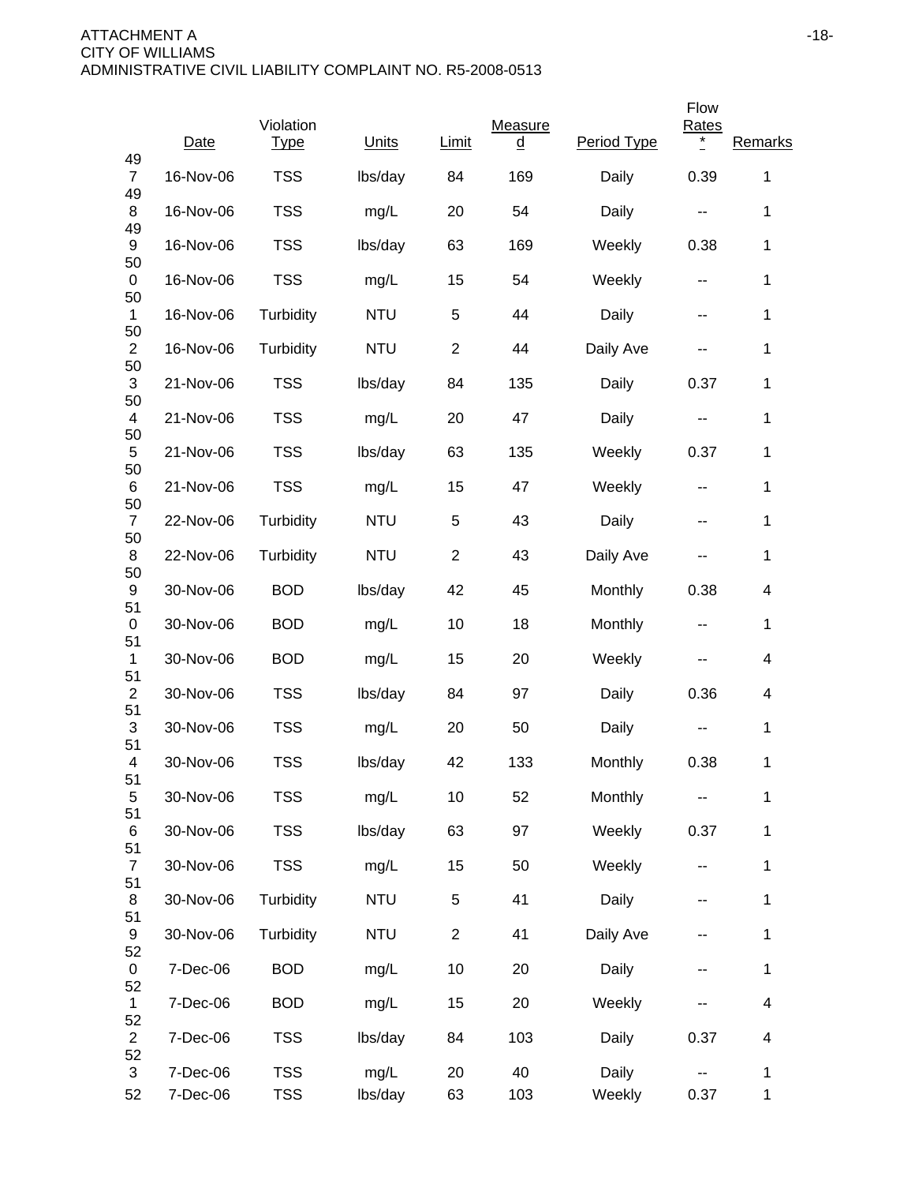ATTACHMENT A
CITY OF WILLIAMS
ADMINISTRATIVE CIVIL LIABILITY COMPLAINT NO. R5-2008-0513

| | Date | Violation Type | Units | Limit | Measured | Period Type | Flow Rates * | Remarks |
|---|---|---|---|---|---|---|---|---|
| 497 | 16-Nov-06 | TSS | lbs/day | 84 | 169 | Daily | 0.39 | 1 |
| 498 | 16-Nov-06 | TSS | mg/L | 20 | 54 | Daily | -- | 1 |
| 499 | 16-Nov-06 | TSS | lbs/day | 63 | 169 | Weekly | 0.38 | 1 |
| 500 | 16-Nov-06 | TSS | mg/L | 15 | 54 | Weekly | -- | 1 |
| 501 | 16-Nov-06 | Turbidity | NTU | 5 | 44 | Daily | -- | 1 |
| 502 | 16-Nov-06 | Turbidity | NTU | 2 | 44 | Daily Ave | -- | 1 |
| 503 | 21-Nov-06 | TSS | lbs/day | 84 | 135 | Daily | 0.37 | 1 |
| 504 | 21-Nov-06 | TSS | mg/L | 20 | 47 | Daily | -- | 1 |
| 505 | 21-Nov-06 | TSS | lbs/day | 63 | 135 | Weekly | 0.37 | 1 |
| 506 | 21-Nov-06 | TSS | mg/L | 15 | 47 | Weekly | -- | 1 |
| 507 | 22-Nov-06 | Turbidity | NTU | 5 | 43 | Daily | -- | 1 |
| 508 | 22-Nov-06 | Turbidity | NTU | 2 | 43 | Daily Ave | -- | 1 |
| 509 | 30-Nov-06 | BOD | lbs/day | 42 | 45 | Monthly | 0.38 | 4 |
| 510 | 30-Nov-06 | BOD | mg/L | 10 | 18 | Monthly | -- | 1 |
| 511 | 30-Nov-06 | BOD | mg/L | 15 | 20 | Weekly | -- | 4 |
| 512 | 30-Nov-06 | TSS | lbs/day | 84 | 97 | Daily | 0.36 | 4 |
| 513 | 30-Nov-06 | TSS | mg/L | 20 | 50 | Daily | -- | 1 |
| 514 | 30-Nov-06 | TSS | lbs/day | 42 | 133 | Monthly | 0.38 | 1 |
| 515 | 30-Nov-06 | TSS | mg/L | 10 | 52 | Monthly | -- | 1 |
| 516 | 30-Nov-06 | TSS | lbs/day | 63 | 97 | Weekly | 0.37 | 1 |
| 517 | 30-Nov-06 | TSS | mg/L | 15 | 50 | Weekly | -- | 1 |
| 518 | 30-Nov-06 | Turbidity | NTU | 5 | 41 | Daily | -- | 1 |
| 519 | 30-Nov-06 | Turbidity | NTU | 2 | 41 | Daily Ave | -- | 1 |
| 520 | 7-Dec-06 | BOD | mg/L | 10 | 20 | Daily | -- | 1 |
| 521 | 7-Dec-06 | BOD | mg/L | 15 | 20 | Weekly | -- | 4 |
| 522 | 7-Dec-06 | TSS | lbs/day | 84 | 103 | Daily | 0.37 | 4 |
| 523 | 7-Dec-06 | TSS | mg/L | 20 | 40 | Daily | -- | 1 |
| 52 | 7-Dec-06 | TSS | lbs/day | 63 | 103 | Weekly | 0.37 | 1 |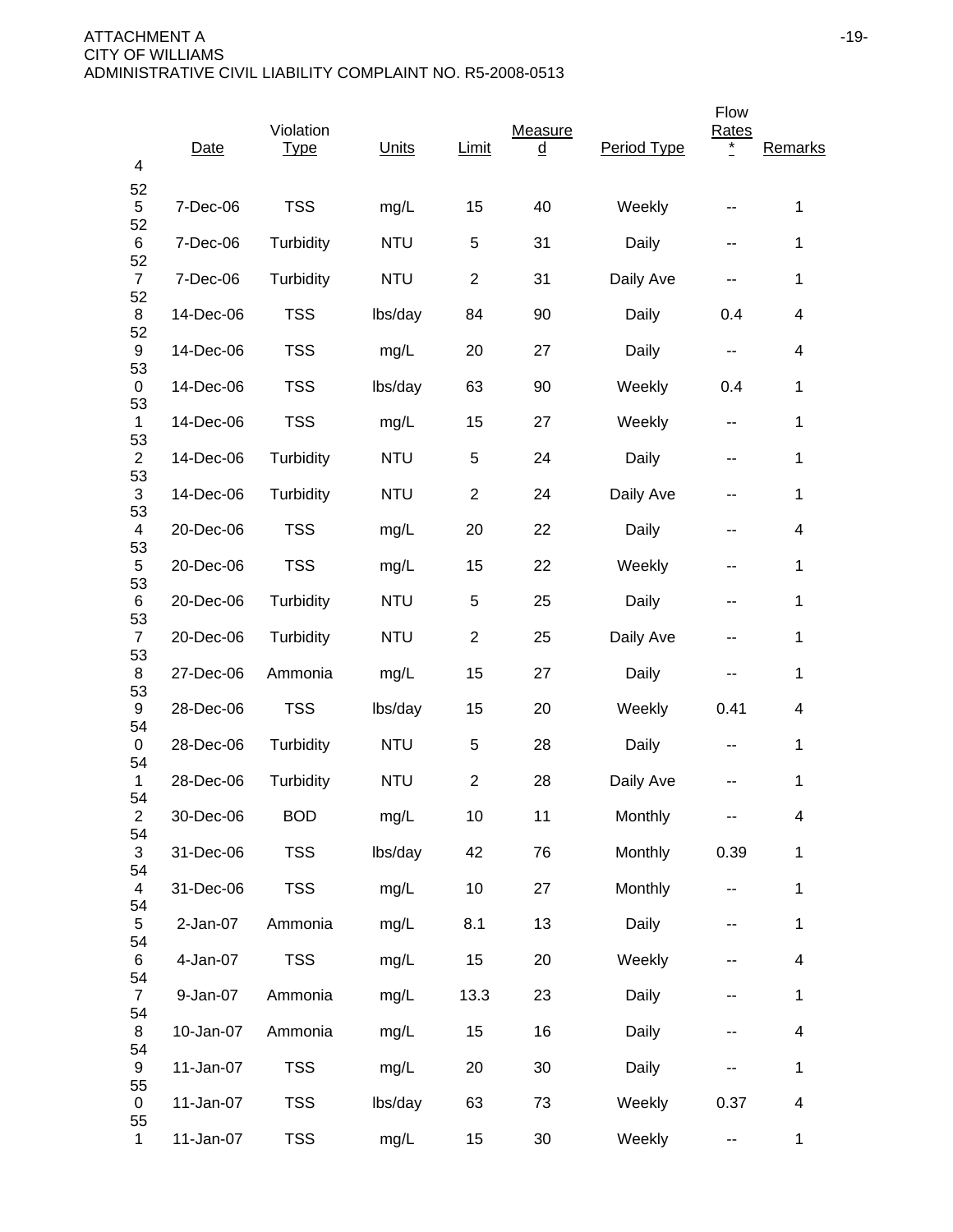ATTACHMENT A
CITY OF WILLIAMS
ADMINISTRATIVE CIVIL LIABILITY COMPLAINT NO. R5-2008-0513

| 4 | Date | Violation Type | Units | Limit | Measured | Period Type | Flow Rates * | Remarks |
|---|---|---|---|---|---|---|---|---|
| 525 | 7-Dec-06 | TSS | mg/L | 15 | 40 | Weekly | -- | 1 |
| 526 | 7-Dec-06 | Turbidity | NTU | 5 | 31 | Daily | -- | 1 |
| 527 | 7-Dec-06 | Turbidity | NTU | 2 | 31 | Daily Ave | -- | 1 |
| 528 | 14-Dec-06 | TSS | lbs/day | 84 | 90 | Daily | 0.4 | 4 |
| 529 | 14-Dec-06 | TSS | mg/L | 20 | 27 | Daily | -- | 4 |
| 530 | 14-Dec-06 | TSS | lbs/day | 63 | 90 | Weekly | 0.4 | 1 |
| 531 | 14-Dec-06 | TSS | mg/L | 15 | 27 | Weekly | -- | 1 |
| 532 | 14-Dec-06 | Turbidity | NTU | 5 | 24 | Daily | -- | 1 |
| 533 | 14-Dec-06 | Turbidity | NTU | 2 | 24 | Daily Ave | -- | 1 |
| 534 | 20-Dec-06 | TSS | mg/L | 20 | 22 | Daily | -- | 4 |
| 535 | 20-Dec-06 | TSS | mg/L | 15 | 22 | Weekly | -- | 1 |
| 536 | 20-Dec-06 | Turbidity | NTU | 5 | 25 | Daily | -- | 1 |
| 537 | 20-Dec-06 | Turbidity | NTU | 2 | 25 | Daily Ave | -- | 1 |
| 538 | 27-Dec-06 | Ammonia | mg/L | 15 | 27 | Daily | -- | 1 |
| 539 | 28-Dec-06 | TSS | lbs/day | 15 | 20 | Weekly | 0.41 | 4 |
| 540 | 28-Dec-06 | Turbidity | NTU | 5 | 28 | Daily | -- | 1 |
| 541 | 28-Dec-06 | Turbidity | NTU | 2 | 28 | Daily Ave | -- | 1 |
| 542 | 30-Dec-06 | BOD | mg/L | 10 | 11 | Monthly | -- | 4 |
| 543 | 31-Dec-06 | TSS | lbs/day | 42 | 76 | Monthly | 0.39 | 1 |
| 544 | 31-Dec-06 | TSS | mg/L | 10 | 27 | Monthly | -- | 1 |
| 545 | 2-Jan-07 | Ammonia | mg/L | 8.1 | 13 | Daily | -- | 1 |
| 546 | 4-Jan-07 | TSS | mg/L | 15 | 20 | Weekly | -- | 4 |
| 547 | 9-Jan-07 | Ammonia | mg/L | 13.3 | 23 | Daily | -- | 1 |
| 548 | 10-Jan-07 | Ammonia | mg/L | 15 | 16 | Daily | -- | 4 |
| 549 | 11-Jan-07 | TSS | mg/L | 20 | 30 | Daily | -- | 1 |
| 550 | 11-Jan-07 | TSS | lbs/day | 63 | 73 | Weekly | 0.37 | 4 |
| 551 | 11-Jan-07 | TSS | mg/L | 15 | 30 | Weekly | -- | 1 |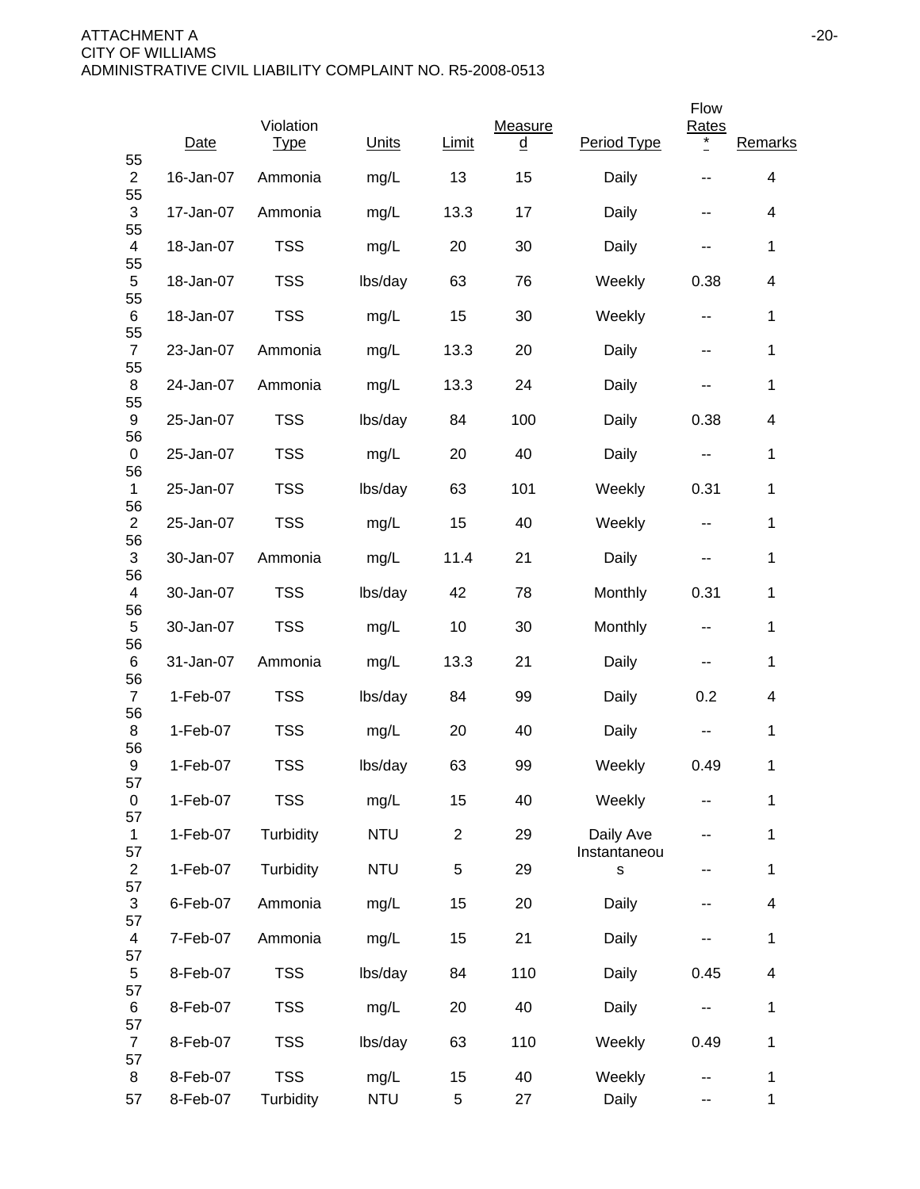| | Date | Violation Type | Units | Limit | Measured | Period Type | Flow Rates * | Remarks |
|---|---|---|---|---|---|---|---|---|
| 552 | 16-Jan-07 | Ammonia | mg/L | 13 | 15 | Daily | -- | 4 |
| 553 | 17-Jan-07 | Ammonia | mg/L | 13.3 | 17 | Daily | -- | 4 |
| 554 | 18-Jan-07 | TSS | mg/L | 20 | 30 | Daily | -- | 1 |
| 555 | 18-Jan-07 | TSS | lbs/day | 63 | 76 | Weekly | 0.38 | 4 |
| 556 | 18-Jan-07 | TSS | mg/L | 15 | 30 | Weekly | -- | 1 |
| 557 | 23-Jan-07 | Ammonia | mg/L | 13.3 | 20 | Daily | -- | 1 |
| 558 | 24-Jan-07 | Ammonia | mg/L | 13.3 | 24 | Daily | -- | 1 |
| 559 | 25-Jan-07 | TSS | lbs/day | 84 | 100 | Daily | 0.38 | 4 |
| 560 | 25-Jan-07 | TSS | mg/L | 20 | 40 | Daily | -- | 1 |
| 561 | 25-Jan-07 | TSS | lbs/day | 63 | 101 | Weekly | 0.31 | 1 |
| 562 | 25-Jan-07 | TSS | mg/L | 15 | 40 | Weekly | -- | 1 |
| 563 | 30-Jan-07 | Ammonia | mg/L | 11.4 | 21 | Daily | -- | 1 |
| 564 | 30-Jan-07 | TSS | lbs/day | 42 | 78 | Monthly | 0.31 | 1 |
| 565 | 30-Jan-07 | TSS | mg/L | 10 | 30 | Monthly | -- | 1 |
| 566 | 31-Jan-07 | Ammonia | mg/L | 13.3 | 21 | Daily | -- | 1 |
| 567 | 1-Feb-07 | TSS | lbs/day | 84 | 99 | Daily | 0.2 | 4 |
| 568 | 1-Feb-07 | TSS | mg/L | 20 | 40 | Daily | -- | 1 |
| 569 | 1-Feb-07 | TSS | lbs/day | 63 | 99 | Weekly | 0.49 | 1 |
| 570 | 1-Feb-07 | TSS | mg/L | 15 | 40 | Weekly | -- | 1 |
| 571 | 1-Feb-07 | Turbidity | NTU | 2 | 29 | Daily Ave | -- | 1 |
| 572 | 1-Feb-07 | Turbidity | NTU | 5 | 29 | Instantaneous | -- | 1 |
| 573 | 6-Feb-07 | Ammonia | mg/L | 15 | 20 | Daily | -- | 4 |
| 574 | 7-Feb-07 | Ammonia | mg/L | 15 | 21 | Daily | -- | 1 |
| 575 | 8-Feb-07 | TSS | lbs/day | 84 | 110 | Daily | 0.45 | 4 |
| 576 | 8-Feb-07 | TSS | mg/L | 20 | 40 | Daily | -- | 1 |
| 577 | 8-Feb-07 | TSS | lbs/day | 63 | 110 | Weekly | 0.49 | 1 |
| 578 | 8-Feb-07 | TSS | mg/L | 15 | 40 | Weekly | -- | 1 |
| 57 | 8-Feb-07 | Turbidity | NTU | 5 | 27 | Daily | -- | 1 |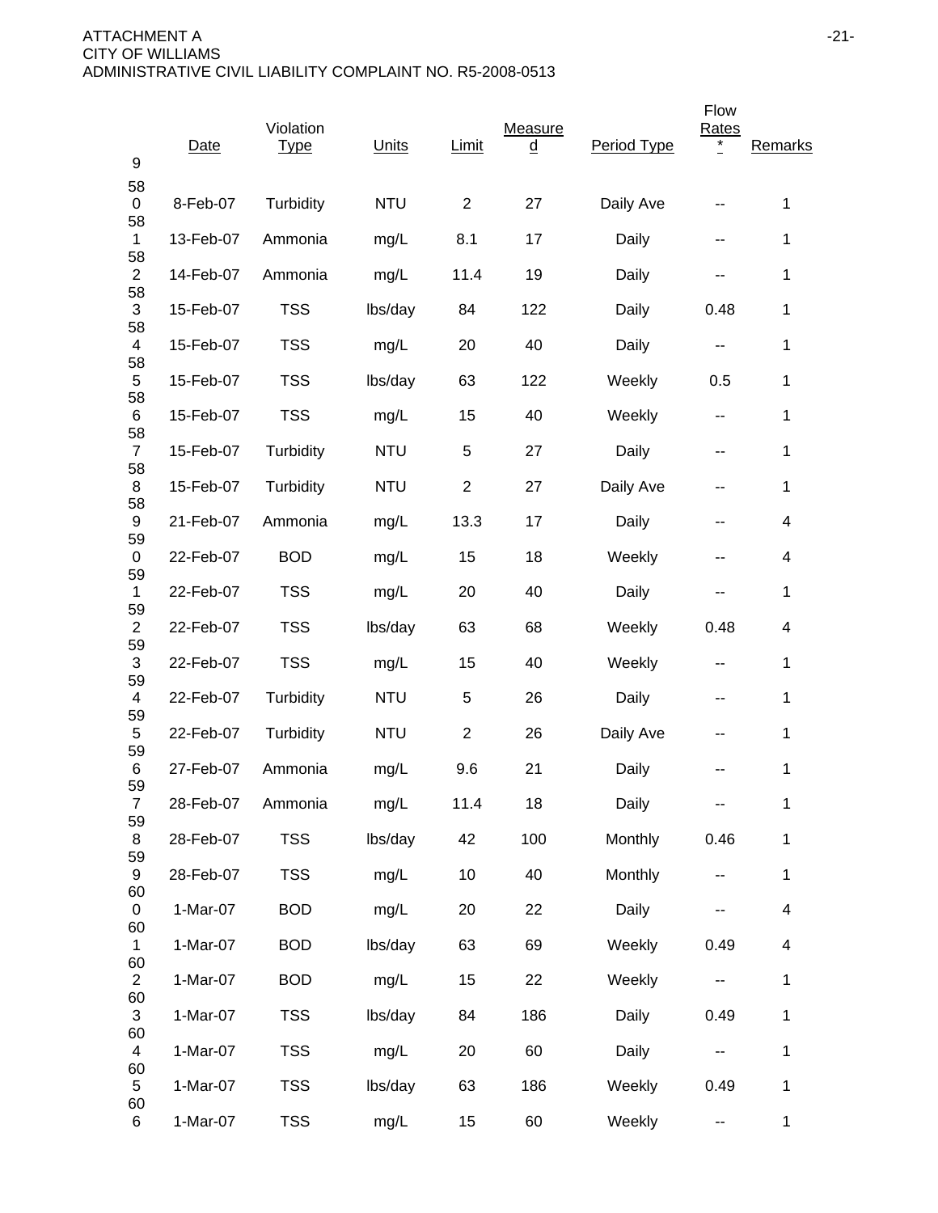| | Date | Violation Type | Units | Limit | Measured | Period Type | Flow Rates * | Remarks |
|---|---|---|---|---|---|---|---|---|
| 580 | 8-Feb-07 | Turbidity | NTU | 2 | 27 | Daily Ave | -- | 1 |
| 581 | 13-Feb-07 | Ammonia | mg/L | 8.1 | 17 | Daily | -- | 1 |
| 582 | 14-Feb-07 | Ammonia | mg/L | 11.4 | 19 | Daily | -- | 1 |
| 583 | 15-Feb-07 | TSS | lbs/day | 84 | 122 | Daily | 0.48 | 1 |
| 584 | 15-Feb-07 | TSS | mg/L | 20 | 40 | Daily | -- | 1 |
| 585 | 15-Feb-07 | TSS | lbs/day | 63 | 122 | Weekly | 0.5 | 1 |
| 586 | 15-Feb-07 | TSS | mg/L | 15 | 40 | Weekly | -- | 1 |
| 587 | 15-Feb-07 | Turbidity | NTU | 5 | 27 | Daily | -- | 1 |
| 588 | 15-Feb-07 | Turbidity | NTU | 2 | 27 | Daily Ave | -- | 1 |
| 589 | 21-Feb-07 | Ammonia | mg/L | 13.3 | 17 | Daily | -- | 4 |
| 590 | 22-Feb-07 | BOD | mg/L | 15 | 18 | Weekly | -- | 4 |
| 591 | 22-Feb-07 | TSS | mg/L | 20 | 40 | Daily | -- | 1 |
| 592 | 22-Feb-07 | TSS | lbs/day | 63 | 68 | Weekly | 0.48 | 4 |
| 593 | 22-Feb-07 | TSS | mg/L | 15 | 40 | Weekly | -- | 1 |
| 594 | 22-Feb-07 | Turbidity | NTU | 5 | 26 | Daily | -- | 1 |
| 595 | 22-Feb-07 | Turbidity | NTU | 2 | 26 | Daily Ave | -- | 1 |
| 596 | 27-Feb-07 | Ammonia | mg/L | 9.6 | 21 | Daily | -- | 1 |
| 597 | 28-Feb-07 | Ammonia | mg/L | 11.4 | 18 | Daily | -- | 1 |
| 598 | 28-Feb-07 | TSS | lbs/day | 42 | 100 | Monthly | 0.46 | 1 |
| 599 | 28-Feb-07 | TSS | mg/L | 10 | 40 | Monthly | -- | 1 |
| 600 | 1-Mar-07 | BOD | mg/L | 20 | 22 | Daily | -- | 4 |
| 601 | 1-Mar-07 | BOD | lbs/day | 63 | 69 | Weekly | 0.49 | 4 |
| 602 | 1-Mar-07 | BOD | mg/L | 15 | 22 | Weekly | -- | 1 |
| 603 | 1-Mar-07 | TSS | lbs/day | 84 | 186 | Daily | 0.49 | 1 |
| 604 | 1-Mar-07 | TSS | mg/L | 20 | 60 | Daily | -- | 1 |
| 605 | 1-Mar-07 | TSS | lbs/day | 63 | 186 | Weekly | 0.49 | 1 |
| 606 | 1-Mar-07 | TSS | mg/L | 15 | 60 | Weekly | -- | 1 |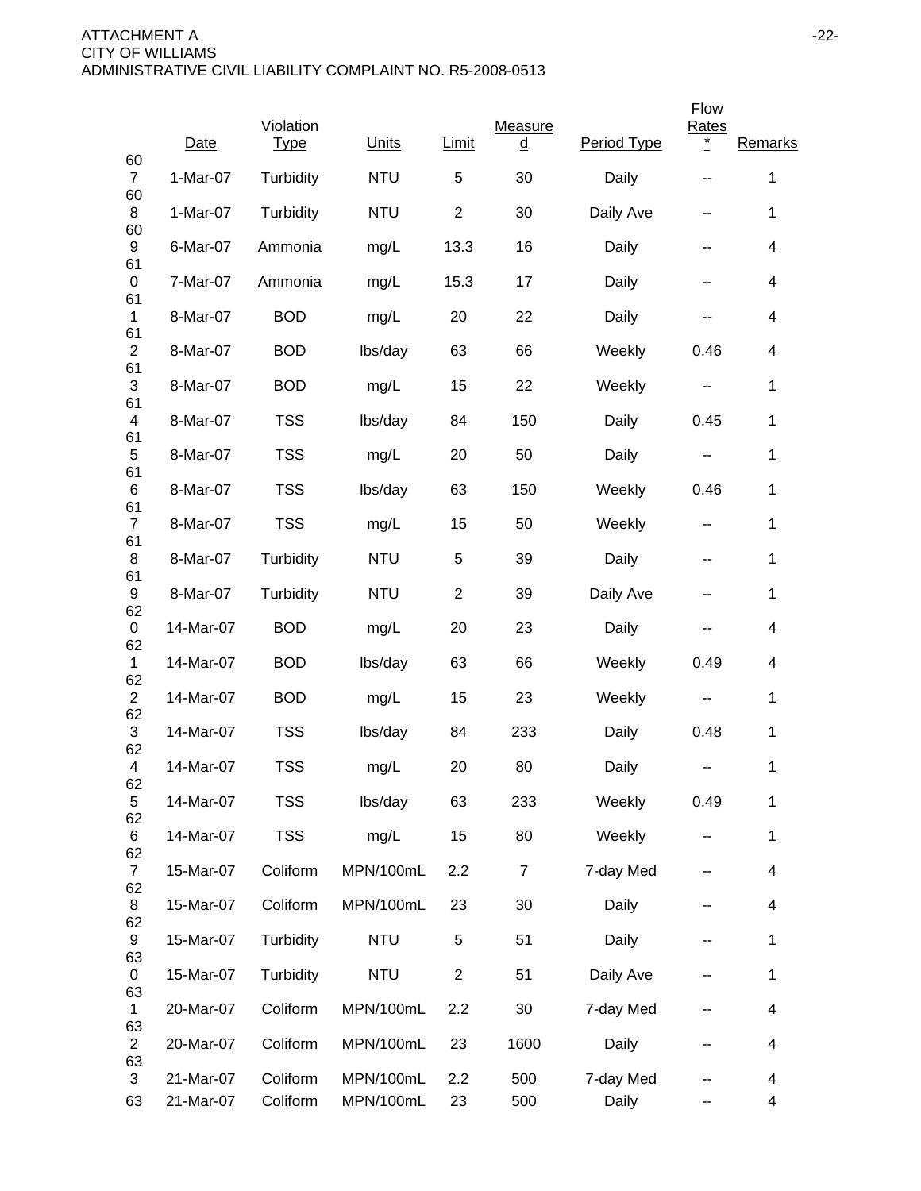|  | Date | Violation Type | Units | Limit | Measured | Period Type | Flow Rates * | Remarks |
|---|---|---|---|---|---|---|---|---|
| 607 | 1-Mar-07 | Turbidity | NTU | 5 | 30 | Daily | -- | 1 |
| 608 | 1-Mar-07 | Turbidity | NTU | 2 | 30 | Daily Ave | -- | 1 |
| 609 | 6-Mar-07 | Ammonia | mg/L | 13.3 | 16 | Daily | -- | 4 |
| 610 | 7-Mar-07 | Ammonia | mg/L | 15.3 | 17 | Daily | -- | 4 |
| 611 | 8-Mar-07 | BOD | mg/L | 20 | 22 | Daily | -- | 4 |
| 612 | 8-Mar-07 | BOD | lbs/day | 63 | 66 | Weekly | 0.46 | 4 |
| 613 | 8-Mar-07 | BOD | mg/L | 15 | 22 | Weekly | -- | 1 |
| 614 | 8-Mar-07 | TSS | lbs/day | 84 | 150 | Daily | 0.45 | 1 |
| 615 | 8-Mar-07 | TSS | mg/L | 20 | 50 | Daily | -- | 1 |
| 616 | 8-Mar-07 | TSS | lbs/day | 63 | 150 | Weekly | 0.46 | 1 |
| 617 | 8-Mar-07 | TSS | mg/L | 15 | 50 | Weekly | -- | 1 |
| 618 | 8-Mar-07 | Turbidity | NTU | 5 | 39 | Daily | -- | 1 |
| 619 | 8-Mar-07 | Turbidity | NTU | 2 | 39 | Daily Ave | -- | 1 |
| 620 | 14-Mar-07 | BOD | mg/L | 20 | 23 | Daily | -- | 4 |
| 621 | 14-Mar-07 | BOD | lbs/day | 63 | 66 | Weekly | 0.49 | 4 |
| 622 | 14-Mar-07 | BOD | mg/L | 15 | 23 | Weekly | -- | 1 |
| 623 | 14-Mar-07 | TSS | lbs/day | 84 | 233 | Daily | 0.48 | 1 |
| 624 | 14-Mar-07 | TSS | mg/L | 20 | 80 | Daily | -- | 1 |
| 625 | 14-Mar-07 | TSS | lbs/day | 63 | 233 | Weekly | 0.49 | 1 |
| 626 | 14-Mar-07 | TSS | mg/L | 15 | 80 | Weekly | -- | 1 |
| 627 | 15-Mar-07 | Coliform | MPN/100mL | 2.2 | 7 | 7-day Med | -- | 4 |
| 628 | 15-Mar-07 | Coliform | MPN/100mL | 23 | 30 | Daily | -- | 4 |
| 629 | 15-Mar-07 | Turbidity | NTU | 5 | 51 | Daily | -- | 1 |
| 630 | 15-Mar-07 | Turbidity | NTU | 2 | 51 | Daily Ave | -- | 1 |
| 631 | 20-Mar-07 | Coliform | MPN/100mL | 2.2 | 30 | 7-day Med | -- | 4 |
| 632 | 20-Mar-07 | Coliform | MPN/100mL | 23 | 1600 | Daily | -- | 4 |
| 633 | 21-Mar-07 | Coliform | MPN/100mL | 2.2 | 500 | 7-day Med | -- | 4 |
| 63 | 21-Mar-07 | Coliform | MPN/100mL | 23 | 500 | Daily | -- | 4 |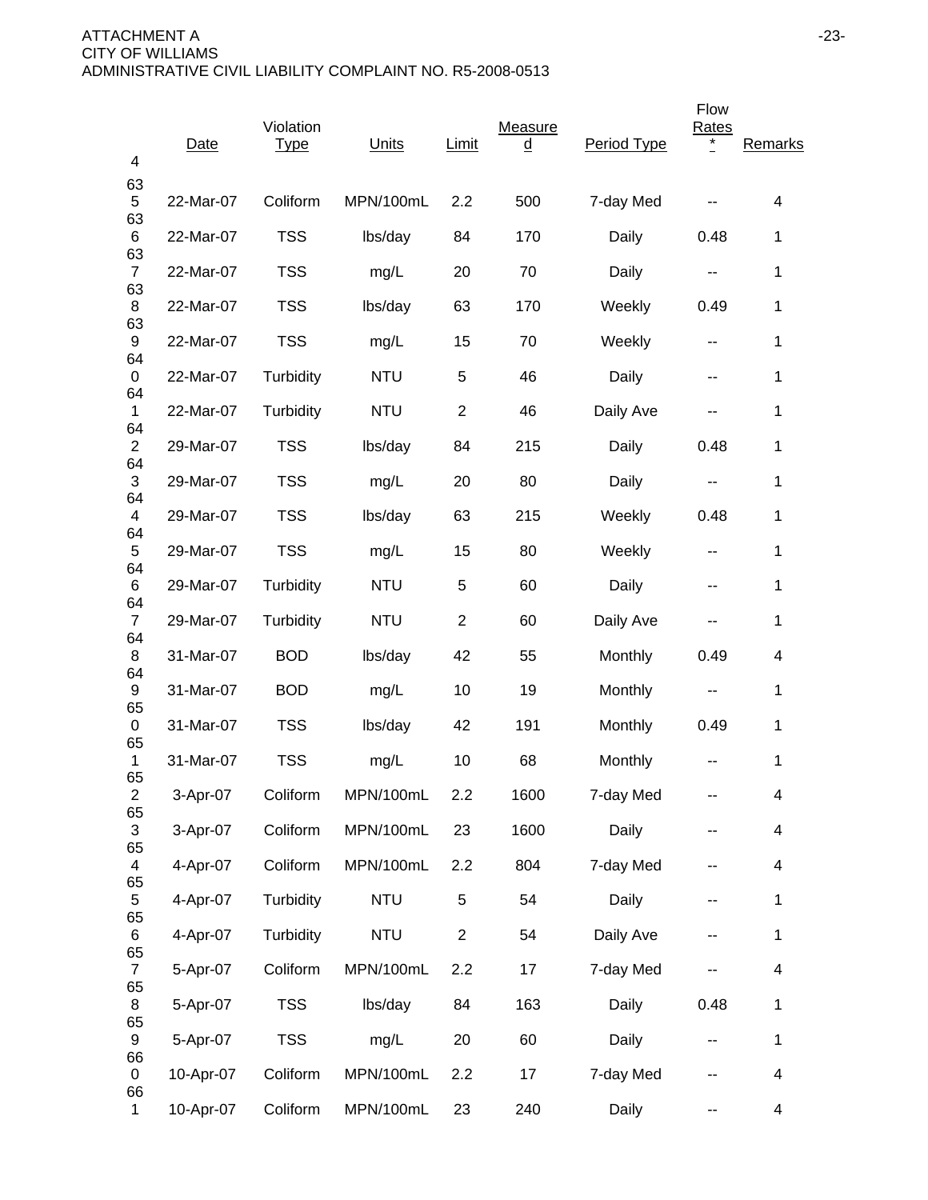ATTACHMENT A
CITY OF WILLIAMS
ADMINISTRATIVE CIVIL LIABILITY COMPLAINT NO. R5-2008-0513

| | Date | Violation Type | Units | Limit | Measured | Period Type | Flow Rates * | Remarks |
|---|---|---|---|---|---|---|---|---|
| 4 | | | | | | | | |
| 635 | 22-Mar-07 | Coliform | MPN/100mL | 2.2 | 500 | 7-day Med | -- | 4 |
| 636 | 22-Mar-07 | TSS | lbs/day | 84 | 170 | Daily | 0.48 | 1 |
| 637 | 22-Mar-07 | TSS | mg/L | 20 | 70 | Daily | -- | 1 |
| 638 | 22-Mar-07 | TSS | lbs/day | 63 | 170 | Weekly | 0.49 | 1 |
| 639 | 22-Mar-07 | TSS | mg/L | 15 | 70 | Weekly | -- | 1 |
| 640 | 22-Mar-07 | Turbidity | NTU | 5 | 46 | Daily | -- | 1 |
| 641 | 22-Mar-07 | Turbidity | NTU | 2 | 46 | Daily Ave | -- | 1 |
| 642 | 29-Mar-07 | TSS | lbs/day | 84 | 215 | Daily | 0.48 | 1 |
| 643 | 29-Mar-07 | TSS | mg/L | 20 | 80 | Daily | -- | 1 |
| 644 | 29-Mar-07 | TSS | lbs/day | 63 | 215 | Weekly | 0.48 | 1 |
| 645 | 29-Mar-07 | TSS | mg/L | 15 | 80 | Weekly | -- | 1 |
| 646 | 29-Mar-07 | Turbidity | NTU | 5 | 60 | Daily | -- | 1 |
| 647 | 29-Mar-07 | Turbidity | NTU | 2 | 60 | Daily Ave | -- | 1 |
| 648 | 31-Mar-07 | BOD | lbs/day | 42 | 55 | Monthly | 0.49 | 4 |
| 649 | 31-Mar-07 | BOD | mg/L | 10 | 19 | Monthly | -- | 1 |
| 650 | 31-Mar-07 | TSS | lbs/day | 42 | 191 | Monthly | 0.49 | 1 |
| 651 | 31-Mar-07 | TSS | mg/L | 10 | 68 | Monthly | -- | 1 |
| 652 | 3-Apr-07 | Coliform | MPN/100mL | 2.2 | 1600 | 7-day Med | -- | 4 |
| 653 | 3-Apr-07 | Coliform | MPN/100mL | 23 | 1600 | Daily | -- | 4 |
| 654 | 4-Apr-07 | Coliform | MPN/100mL | 2.2 | 804 | 7-day Med | -- | 4 |
| 655 | 4-Apr-07 | Turbidity | NTU | 5 | 54 | Daily | -- | 1 |
| 656 | 4-Apr-07 | Turbidity | NTU | 2 | 54 | Daily Ave | -- | 1 |
| 657 | 5-Apr-07 | Coliform | MPN/100mL | 2.2 | 17 | 7-day Med | -- | 4 |
| 658 | 5-Apr-07 | TSS | lbs/day | 84 | 163 | Daily | 0.48 | 1 |
| 659 | 5-Apr-07 | TSS | mg/L | 20 | 60 | Daily | -- | 1 |
| 660 | 10-Apr-07 | Coliform | MPN/100mL | 2.2 | 17 | 7-day Med | -- | 4 |
| 661 | 10-Apr-07 | Coliform | MPN/100mL | 23 | 240 | Daily | -- | 4 |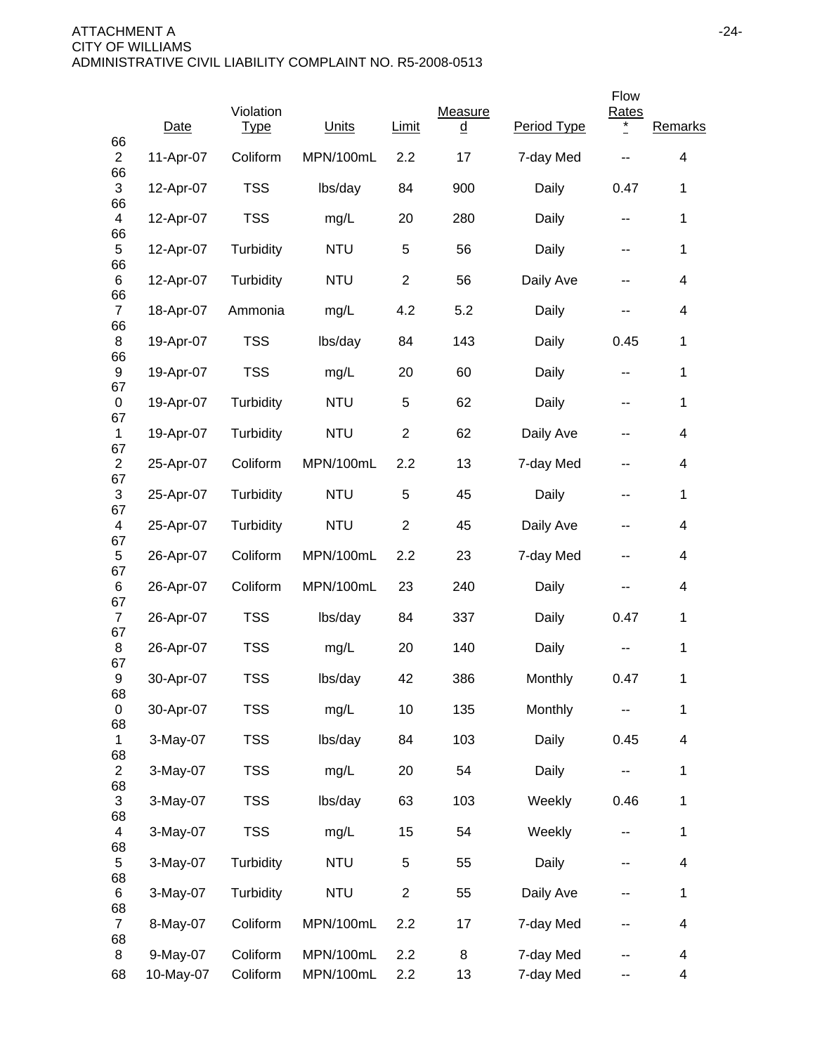ATTACHMENT A
CITY OF WILLIAMS
ADMINISTRATIVE CIVIL LIABILITY COMPLAINT NO. R5-2008-0513

| | Date | Violation Type | Units | Limit | Measured | Period Type | Flow Rates * | Remarks |
|---|---|---|---|---|---|---|---|---|
| 662 | 11-Apr-07 | Coliform | MPN/100mL | 2.2 | 17 | 7-day Med | -- | 4 |
| 663 | 12-Apr-07 | TSS | lbs/day | 84 | 900 | Daily | 0.47 | 1 |
| 664 | 12-Apr-07 | TSS | mg/L | 20 | 280 | Daily | -- | 1 |
| 665 | 12-Apr-07 | Turbidity | NTU | 5 | 56 | Daily | -- | 1 |
| 666 | 12-Apr-07 | Turbidity | NTU | 2 | 56 | Daily Ave | -- | 4 |
| 667 | 18-Apr-07 | Ammonia | mg/L | 4.2 | 5.2 | Daily | -- | 4 |
| 668 | 19-Apr-07 | TSS | lbs/day | 84 | 143 | Daily | 0.45 | 1 |
| 669 | 19-Apr-07 | TSS | mg/L | 20 | 60 | Daily | -- | 1 |
| 670 | 19-Apr-07 | Turbidity | NTU | 5 | 62 | Daily | -- | 1 |
| 671 | 19-Apr-07 | Turbidity | NTU | 2 | 62 | Daily Ave | -- | 4 |
| 672 | 25-Apr-07 | Coliform | MPN/100mL | 2.2 | 13 | 7-day Med | -- | 4 |
| 673 | 25-Apr-07 | Turbidity | NTU | 5 | 45 | Daily | -- | 1 |
| 674 | 25-Apr-07 | Turbidity | NTU | 2 | 45 | Daily Ave | -- | 4 |
| 675 | 26-Apr-07 | Coliform | MPN/100mL | 2.2 | 23 | 7-day Med | -- | 4 |
| 676 | 26-Apr-07 | Coliform | MPN/100mL | 23 | 240 | Daily | -- | 4 |
| 677 | 26-Apr-07 | TSS | lbs/day | 84 | 337 | Daily | 0.47 | 1 |
| 678 | 26-Apr-07 | TSS | mg/L | 20 | 140 | Daily | -- | 1 |
| 679 | 30-Apr-07 | TSS | lbs/day | 42 | 386 | Monthly | 0.47 | 1 |
| 680 | 30-Apr-07 | TSS | mg/L | 10 | 135 | Monthly | -- | 1 |
| 681 | 3-May-07 | TSS | lbs/day | 84 | 103 | Daily | 0.45 | 4 |
| 682 | 3-May-07 | TSS | mg/L | 20 | 54 | Daily | -- | 1 |
| 683 | 3-May-07 | TSS | lbs/day | 63 | 103 | Weekly | 0.46 | 1 |
| 684 | 3-May-07 | TSS | mg/L | 15 | 54 | Weekly | -- | 1 |
| 685 | 3-May-07 | Turbidity | NTU | 5 | 55 | Daily | -- | 4 |
| 686 | 3-May-07 | Turbidity | NTU | 2 | 55 | Daily Ave | -- | 1 |
| 687 | 8-May-07 | Coliform | MPN/100mL | 2.2 | 17 | 7-day Med | -- | 4 |
| 688 | 9-May-07 | Coliform | MPN/100mL | 2.2 | 8 | 7-day Med | -- | 4 |
| 68 | 10-May-07 | Coliform | MPN/100mL | 2.2 | 13 | 7-day Med | -- | 4 |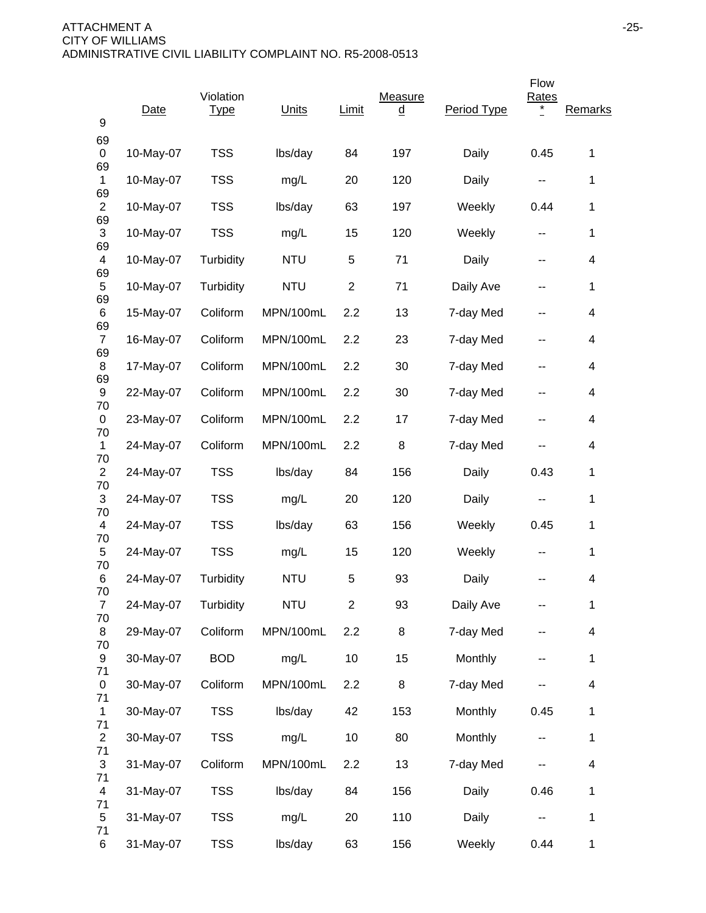ATTACHMENT A
CITY OF WILLIAMS
ADMINISTRATIVE CIVIL LIABILITY COMPLAINT NO. R5-2008-0513

| 9 | Date | Violation Type | Units | Limit | Measured | Period Type | Flow Rates * | Remarks |
|---|---|---|---|---|---|---|---|---|
| 690 | 10-May-07 | TSS | lbs/day | 84 | 197 | Daily | 0.45 | 1 |
| 691 | 10-May-07 | TSS | mg/L | 20 | 120 | Daily | -- | 1 |
| 692 | 10-May-07 | TSS | lbs/day | 63 | 197 | Weekly | 0.44 | 1 |
| 693 | 10-May-07 | TSS | mg/L | 15 | 120 | Weekly | -- | 1 |
| 694 | 10-May-07 | Turbidity | NTU | 5 | 71 | Daily | -- | 4 |
| 695 | 10-May-07 | Turbidity | NTU | 2 | 71 | Daily Ave | -- | 1 |
| 696 | 15-May-07 | Coliform | MPN/100mL | 2.2 | 13 | 7-day Med | -- | 4 |
| 697 | 16-May-07 | Coliform | MPN/100mL | 2.2 | 23 | 7-day Med | -- | 4 |
| 698 | 17-May-07 | Coliform | MPN/100mL | 2.2 | 30 | 7-day Med | -- | 4 |
| 699 | 22-May-07 | Coliform | MPN/100mL | 2.2 | 30 | 7-day Med | -- | 4 |
| 700 | 23-May-07 | Coliform | MPN/100mL | 2.2 | 17 | 7-day Med | -- | 4 |
| 701 | 24-May-07 | Coliform | MPN/100mL | 2.2 | 8 | 7-day Med | -- | 4 |
| 702 | 24-May-07 | TSS | lbs/day | 84 | 156 | Daily | 0.43 | 1 |
| 703 | 24-May-07 | TSS | mg/L | 20 | 120 | Daily | -- | 1 |
| 704 | 24-May-07 | TSS | lbs/day | 63 | 156 | Weekly | 0.45 | 1 |
| 705 | 24-May-07 | TSS | mg/L | 15 | 120 | Weekly | -- | 1 |
| 706 | 24-May-07 | Turbidity | NTU | 5 | 93 | Daily | -- | 4 |
| 707 | 24-May-07 | Turbidity | NTU | 2 | 93 | Daily Ave | -- | 1 |
| 708 | 29-May-07 | Coliform | MPN/100mL | 2.2 | 8 | 7-day Med | -- | 4 |
| 709 | 30-May-07 | BOD | mg/L | 10 | 15 | Monthly | -- | 1 |
| 710 | 30-May-07 | Coliform | MPN/100mL | 2.2 | 8 | 7-day Med | -- | 4 |
| 711 | 30-May-07 | TSS | lbs/day | 42 | 153 | Monthly | 0.45 | 1 |
| 712 | 30-May-07 | TSS | mg/L | 10 | 80 | Monthly | -- | 1 |
| 713 | 31-May-07 | Coliform | MPN/100mL | 2.2 | 13 | 7-day Med | -- | 4 |
| 714 | 31-May-07 | TSS | lbs/day | 84 | 156 | Daily | 0.46 | 1 |
| 715 | 31-May-07 | TSS | mg/L | 20 | 110 | Daily | -- | 1 |
| 716 | 31-May-07 | TSS | lbs/day | 63 | 156 | Weekly | 0.44 | 1 |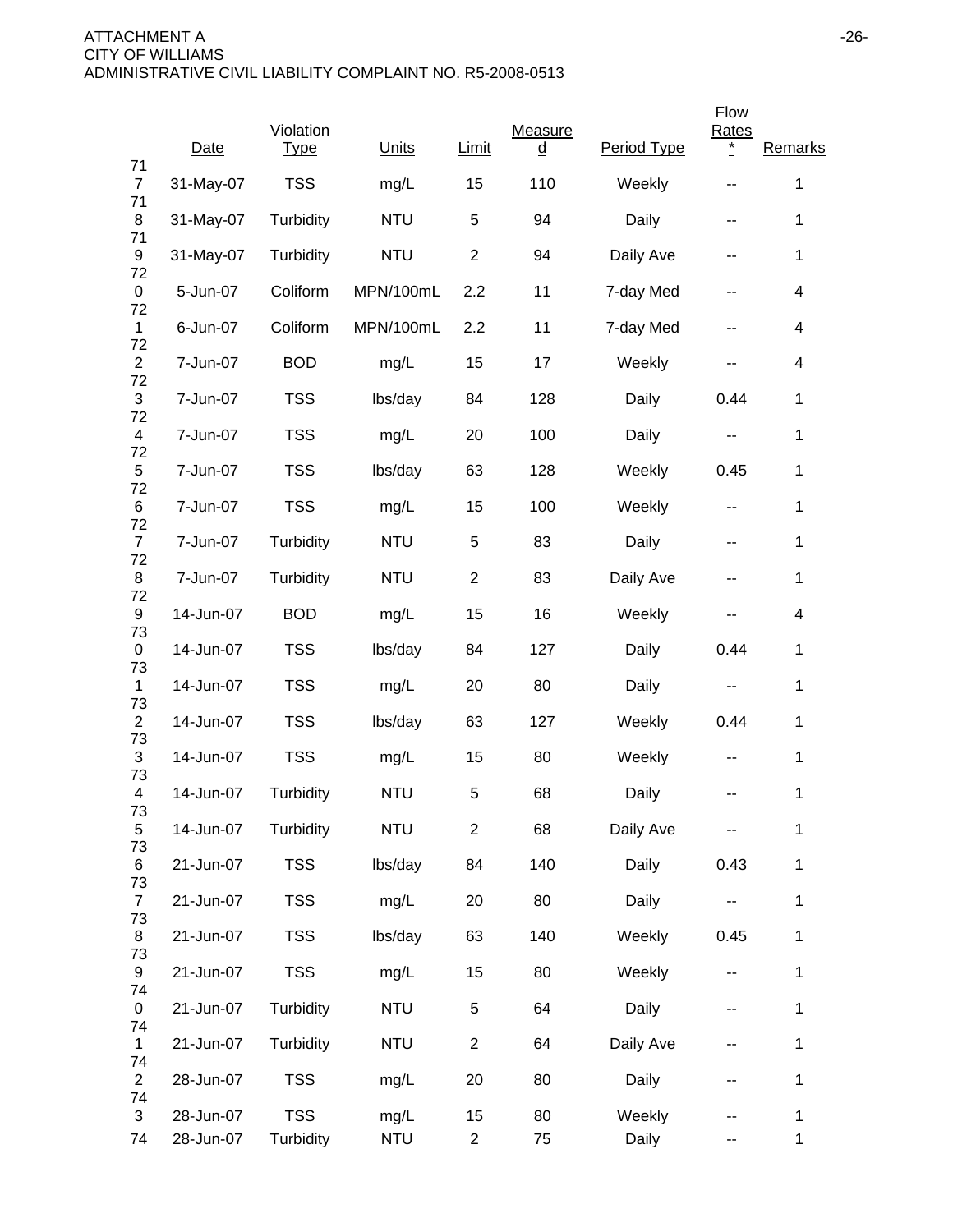| | Date | Violation Type | Units | Limit | Measured | Period Type | Flow Rates * | Remarks |
|---|---|---|---|---|---|---|---|---|
| 717 | 31-May-07 | TSS | mg/L | 15 | 110 | Weekly | -- | 1 |
| 718 | 31-May-07 | Turbidity | NTU | 5 | 94 | Daily | -- | 1 |
| 719 | 31-May-07 | Turbidity | NTU | 2 | 94 | Daily Ave | -- | 1 |
| 720 | 5-Jun-07 | Coliform | MPN/100mL | 2.2 | 11 | 7-day Med | -- | 4 |
| 721 | 6-Jun-07 | Coliform | MPN/100mL | 2.2 | 11 | 7-day Med | -- | 4 |
| 722 | 7-Jun-07 | BOD | mg/L | 15 | 17 | Weekly | -- | 4 |
| 723 | 7-Jun-07 | TSS | lbs/day | 84 | 128 | Daily | 0.44 | 1 |
| 724 | 7-Jun-07 | TSS | mg/L | 20 | 100 | Daily | -- | 1 |
| 725 | 7-Jun-07 | TSS | lbs/day | 63 | 128 | Weekly | 0.45 | 1 |
| 726 | 7-Jun-07 | TSS | mg/L | 15 | 100 | Weekly | -- | 1 |
| 727 | 7-Jun-07 | Turbidity | NTU | 5 | 83 | Daily | -- | 1 |
| 728 | 7-Jun-07 | Turbidity | NTU | 2 | 83 | Daily Ave | -- | 1 |
| 729 | 14-Jun-07 | BOD | mg/L | 15 | 16 | Weekly | -- | 4 |
| 730 | 14-Jun-07 | TSS | lbs/day | 84 | 127 | Daily | 0.44 | 1 |
| 731 | 14-Jun-07 | TSS | mg/L | 20 | 80 | Daily | -- | 1 |
| 732 | 14-Jun-07 | TSS | lbs/day | 63 | 127 | Weekly | 0.44 | 1 |
| 733 | 14-Jun-07 | TSS | mg/L | 15 | 80 | Weekly | -- | 1 |
| 734 | 14-Jun-07 | Turbidity | NTU | 5 | 68 | Daily | -- | 1 |
| 735 | 14-Jun-07 | Turbidity | NTU | 2 | 68 | Daily Ave | -- | 1 |
| 736 | 21-Jun-07 | TSS | lbs/day | 84 | 140 | Daily | 0.43 | 1 |
| 737 | 21-Jun-07 | TSS | mg/L | 20 | 80 | Daily | -- | 1 |
| 738 | 21-Jun-07 | TSS | lbs/day | 63 | 140 | Weekly | 0.45 | 1 |
| 739 | 21-Jun-07 | TSS | mg/L | 15 | 80 | Weekly | -- | 1 |
| 740 | 21-Jun-07 | Turbidity | NTU | 5 | 64 | Daily | -- | 1 |
| 741 | 21-Jun-07 | Turbidity | NTU | 2 | 64 | Daily Ave | -- | 1 |
| 742 | 28-Jun-07 | TSS | mg/L | 20 | 80 | Daily | -- | 1 |
| 743 | 28-Jun-07 | TSS | mg/L | 15 | 80 | Weekly | -- | 1 |
| 74 | 28-Jun-07 | Turbidity | NTU | 2 | 75 | Daily | -- | 1 |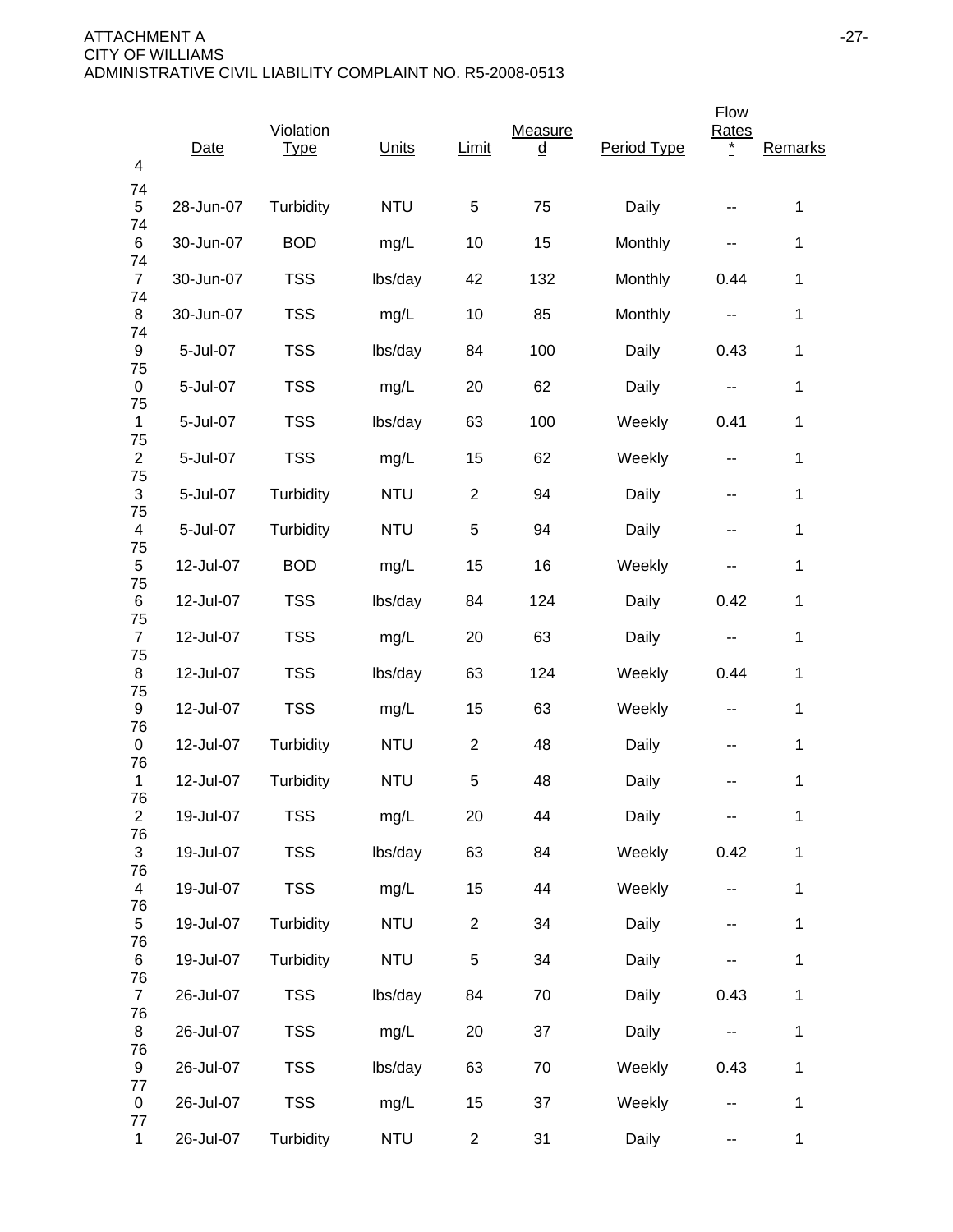ATTACHMENT A
CITY OF WILLIAMS
ADMINISTRATIVE CIVIL LIABILITY COMPLAINT NO. R5-2008-0513

| 4 | Date | Violation Type | Units | Limit | Measured | Period Type | Flow Rates * | Remarks |
|---|---|---|---|---|---|---|---|---|
| 745 | 28-Jun-07 | Turbidity | NTU | 5 | 75 | Daily | -- | 1 |
| 746 | 30-Jun-07 | BOD | mg/L | 10 | 15 | Monthly | -- | 1 |
| 747 | 30-Jun-07 | TSS | lbs/day | 42 | 132 | Monthly | 0.44 | 1 |
| 748 | 30-Jun-07 | TSS | mg/L | 10 | 85 | Monthly | -- | 1 |
| 749 | 5-Jul-07 | TSS | lbs/day | 84 | 100 | Daily | 0.43 | 1 |
| 750 | 5-Jul-07 | TSS | mg/L | 20 | 62 | Daily | -- | 1 |
| 751 | 5-Jul-07 | TSS | lbs/day | 63 | 100 | Weekly | 0.41 | 1 |
| 752 | 5-Jul-07 | TSS | mg/L | 15 | 62 | Weekly | -- | 1 |
| 753 | 5-Jul-07 | Turbidity | NTU | 2 | 94 | Daily | -- | 1 |
| 754 | 5-Jul-07 | Turbidity | NTU | 5 | 94 | Daily | -- | 1 |
| 755 | 12-Jul-07 | BOD | mg/L | 15 | 16 | Weekly | -- | 1 |
| 756 | 12-Jul-07 | TSS | lbs/day | 84 | 124 | Daily | 0.42 | 1 |
| 757 | 12-Jul-07 | TSS | mg/L | 20 | 63 | Daily | -- | 1 |
| 758 | 12-Jul-07 | TSS | lbs/day | 63 | 124 | Weekly | 0.44 | 1 |
| 759 | 12-Jul-07 | TSS | mg/L | 15 | 63 | Weekly | -- | 1 |
| 760 | 12-Jul-07 | Turbidity | NTU | 2 | 48 | Daily | -- | 1 |
| 761 | 12-Jul-07 | Turbidity | NTU | 5 | 48 | Daily | -- | 1 |
| 762 | 19-Jul-07 | TSS | mg/L | 20 | 44 | Daily | -- | 1 |
| 763 | 19-Jul-07 | TSS | lbs/day | 63 | 84 | Weekly | 0.42 | 1 |
| 764 | 19-Jul-07 | TSS | mg/L | 15 | 44 | Weekly | -- | 1 |
| 765 | 19-Jul-07 | Turbidity | NTU | 2 | 34 | Daily | -- | 1 |
| 766 | 19-Jul-07 | Turbidity | NTU | 5 | 34 | Daily | -- | 1 |
| 767 | 26-Jul-07 | TSS | lbs/day | 84 | 70 | Daily | 0.43 | 1 |
| 768 | 26-Jul-07 | TSS | mg/L | 20 | 37 | Daily | -- | 1 |
| 769 | 26-Jul-07 | TSS | lbs/day | 63 | 70 | Weekly | 0.43 | 1 |
| 770 | 26-Jul-07 | TSS | mg/L | 15 | 37 | Weekly | -- | 1 |
| 771 | 26-Jul-07 | Turbidity | NTU | 2 | 31 | Daily | -- | 1 |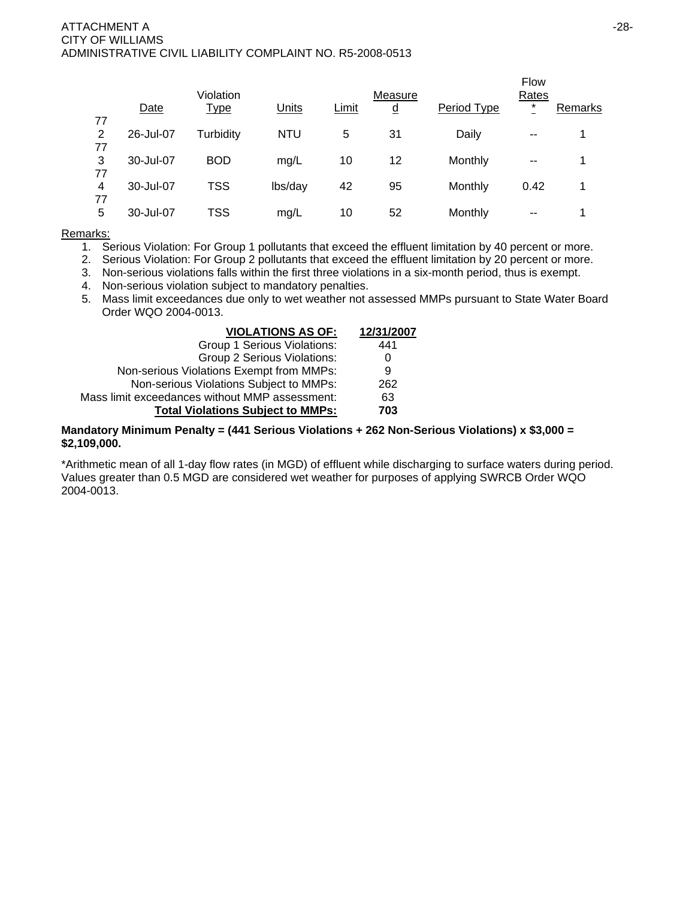| | Date | Violation Type | Units | Limit | Measured | Period Type | Flow Rates * | Remarks |
|---|---|---|---|---|---|---|---|---|
| 772 | 26-Jul-07 | Turbidity | NTU | 5 | 31 | Daily | -- | 1 |
| 773 | 30-Jul-07 | BOD | mg/L | 10 | 12 | Monthly | -- | 1 |
| 774 | 30-Jul-07 | TSS | lbs/day | 42 | 95 | Monthly | 0.42 | 1 |
| 775 | 30-Jul-07 | TSS | mg/L | 10 | 52 | Monthly | -- | 1 |

Remarks:

1. Serious Violation: For Group 1 pollutants that exceed the effluent limitation by 40 percent or more.
2. Serious Violation: For Group 2 pollutants that exceed the effluent limitation by 20 percent or more.
3. Non-serious violations falls within the first three violations in a six-month period, thus is exempt.
4. Non-serious violation subject to mandatory penalties.
5. Mass limit exceedances due only to wet weather not assessed MMPs pursuant to State Water Board Order WQO 2004-0013.

| **VIOLATIONS AS OF:** | **12/31/2007** |
|---|---|
| Group 1 Serious Violations: | 441 |
| Group 2 Serious Violations: | 0 |
| Non-serious Violations Exempt from MMPs: | 9 |
| Non-serious Violations Subject to MMPs: | 262 |
| Mass limit exceedances without MMP assessment: | 63 |
| **Total Violations Subject to MMPs:** | **703** |

**Mandatory Minimum Penalty = (441 Serious Violations + 262 Non-Serious Violations) x $3,000 = $2,109,000.**

*Arithmetic mean of all 1-day flow rates (in MGD) of effluent while discharging to surface waters during period. Values greater than 0.5 MGD are considered wet weather for purposes of applying SWRCB Order WQO 2004-0013.